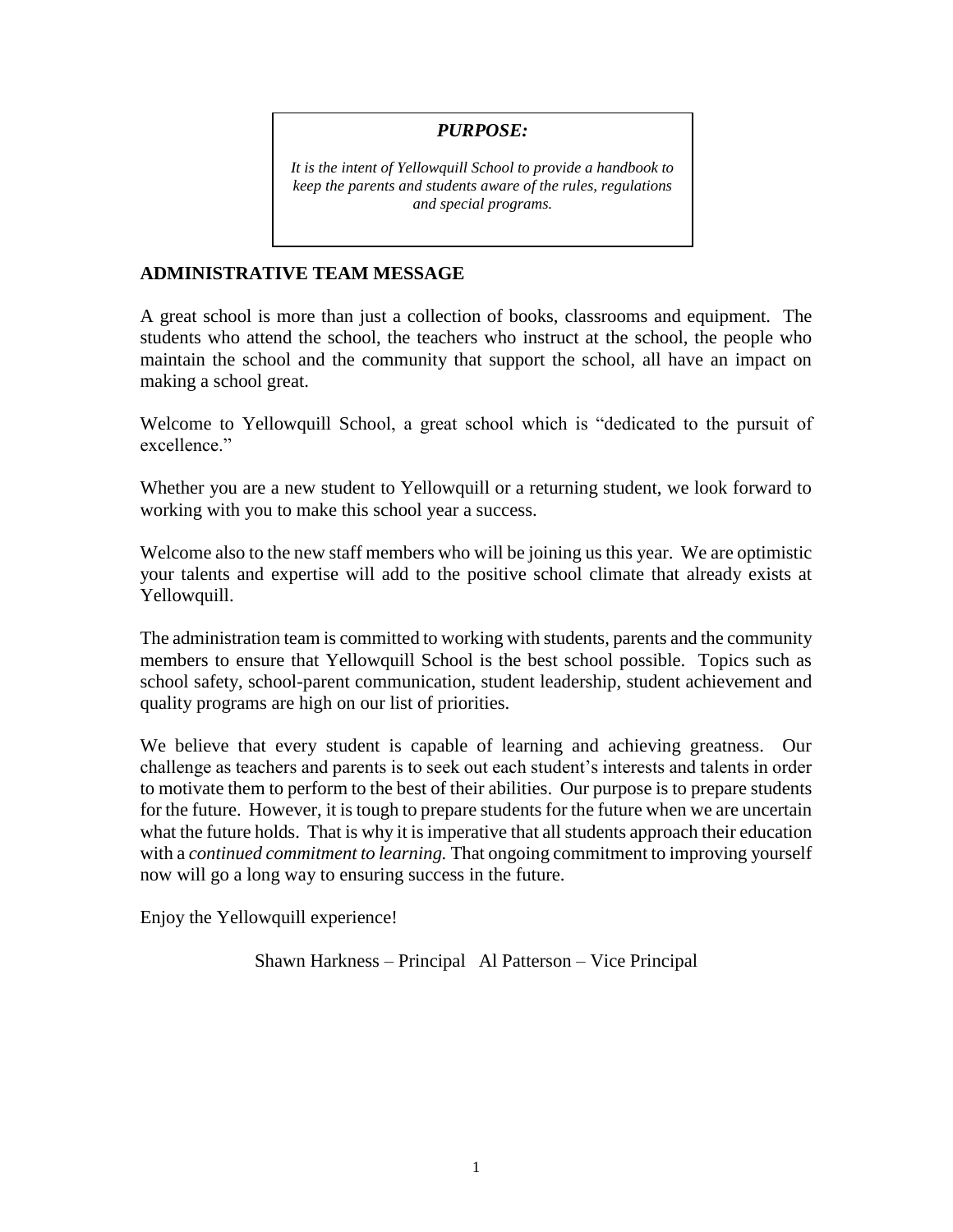***PURPOSE:***

*It is the intent of Yellowquill School to provide a handbook to keep the parents and students aware of the rules, regulations and special programs.*

## ADMINISTRATIVE TEAM MESSAGE

A great school is more than just a collection of books, classrooms and equipment. The students who attend the school, the teachers who instruct at the school, the people who maintain the school and the community that support the school, all have an impact on making a school great.

Welcome to Yellowquill School, a great school which is "dedicated to the pursuit of excellence."

Whether you are a new student to Yellowquill or a returning student, we look forward to working with you to make this school year a success.

Welcome also to the new staff members who will be joining us this year. We are optimistic your talents and expertise will add to the positive school climate that already exists at Yellowquill.

The administration team is committed to working with students, parents and the community members to ensure that Yellowquill School is the best school possible. Topics such as school safety, school-parent communication, student leadership, student achievement and quality programs are high on our list of priorities.

We believe that every student is capable of learning and achieving greatness. Our challenge as teachers and parents is to seek out each student's interests and talents in order to motivate them to perform to the best of their abilities. Our purpose is to prepare students for the future. However, it is tough to prepare students for the future when we are uncertain what the future holds. That is why it is imperative that all students approach their education with a *continued commitment to learning.* That ongoing commitment to improving yourself now will go a long way to ensuring success in the future.

Enjoy the Yellowquill experience!

Shawn Harkness – Principal Al Patterson – Vice Principal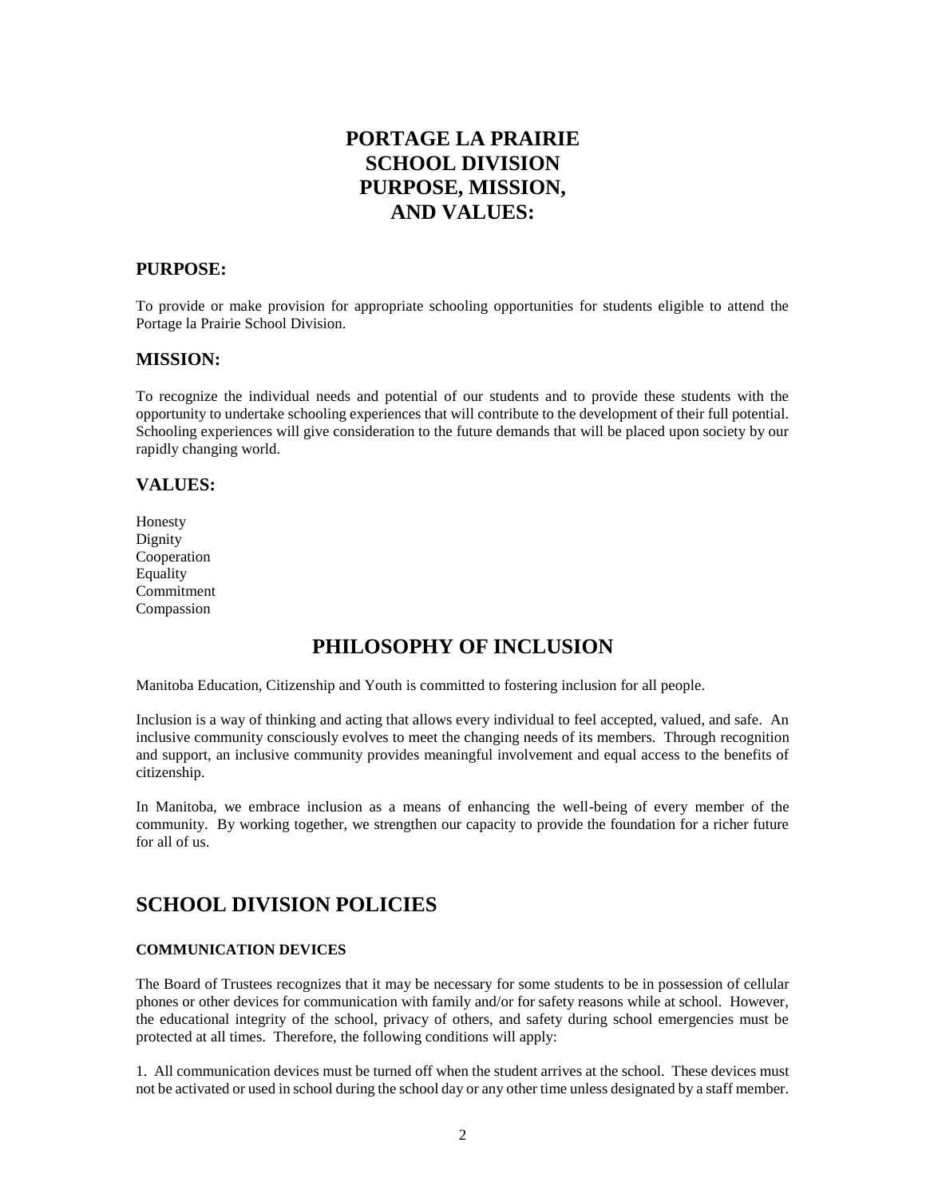# PORTAGE LA PRAIRIE SCHOOL DIVISION PURPOSE, MISSION, AND VALUES:

## PURPOSE:

To provide or make provision for appropriate schooling opportunities for students eligible to attend the Portage la Prairie School Division.

## MISSION:

To recognize the individual needs and potential of our students and to provide these students with the opportunity to undertake schooling experiences that will contribute to the development of their full potential. Schooling experiences will give consideration to the future demands that will be placed upon society by our rapidly changing world.

## VALUES:

Honesty
Dignity
Cooperation
Equality
Commitment
Compassion

# PHILOSOPHY OF INCLUSION

Manitoba Education, Citizenship and Youth is committed to fostering inclusion for all people.

Inclusion is a way of thinking and acting that allows every individual to feel accepted, valued, and safe. An inclusive community consciously evolves to meet the changing needs of its members. Through recognition and support, an inclusive community provides meaningful involvement and equal access to the benefits of citizenship.

In Manitoba, we embrace inclusion as a means of enhancing the well-being of every member of the community. By working together, we strengthen our capacity to provide the foundation for a richer future for all of us.

# SCHOOL DIVISION POLICIES

#### COMMUNICATION DEVICES

The Board of Trustees recognizes that it may be necessary for some students to be in possession of cellular phones or other devices for communication with family and/or for safety reasons while at school. However, the educational integrity of the school, privacy of others, and safety during school emergencies must be protected at all times. Therefore, the following conditions will apply:

1. All communication devices must be turned off when the student arrives at the school. These devices must not be activated or used in school during the school day or any other time unless designated by a staff member.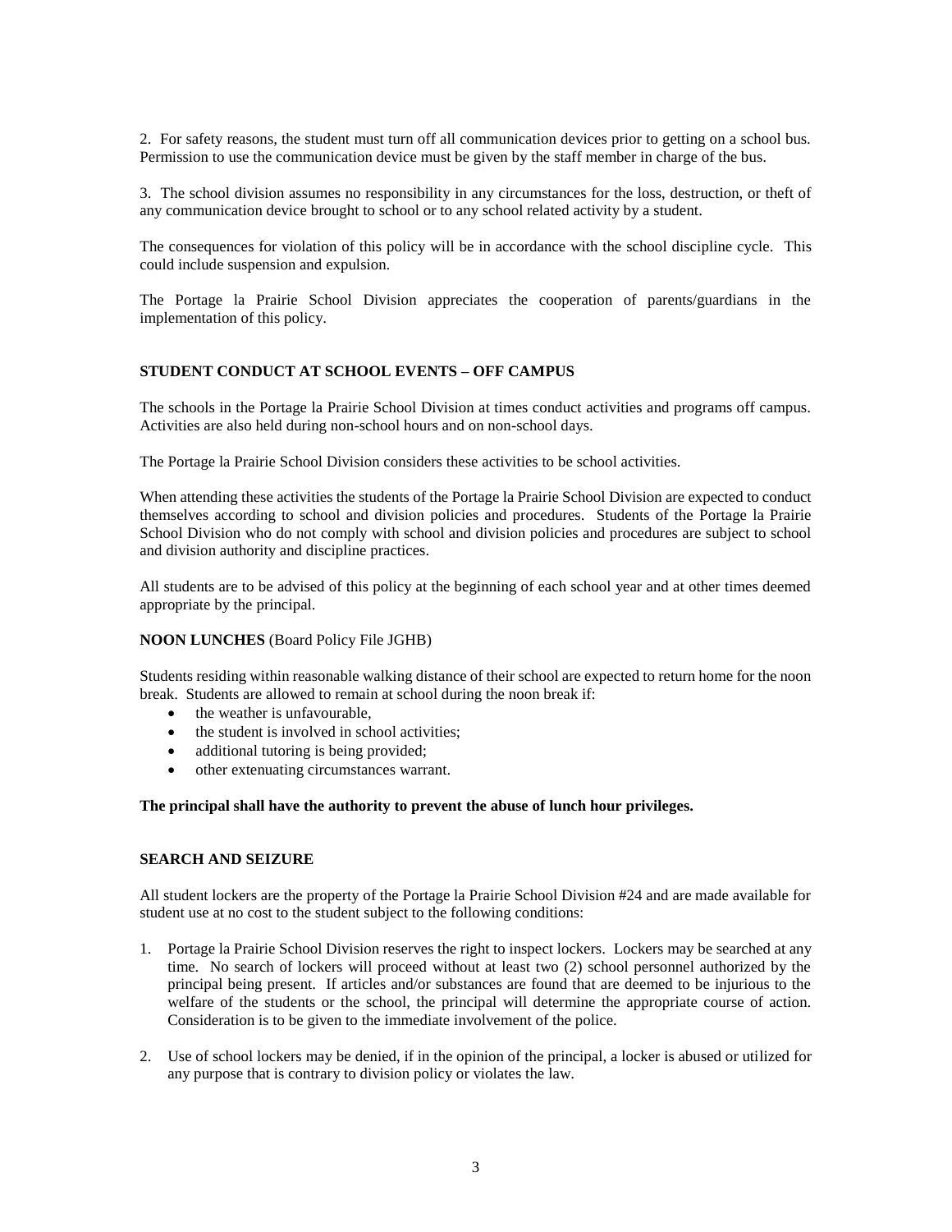2. For safety reasons, the student must turn off all communication devices prior to getting on a school bus. Permission to use the communication device must be given by the staff member in charge of the bus.

3. The school division assumes no responsibility in any circumstances for the loss, destruction, or theft of any communication device brought to school or to any school related activity by a student.

The consequences for violation of this policy will be in accordance with the school discipline cycle. This could include suspension and expulsion.

The Portage la Prairie School Division appreciates the cooperation of parents/guardians in the implementation of this policy.

## STUDENT CONDUCT AT SCHOOL EVENTS – OFF CAMPUS

The schools in the Portage la Prairie School Division at times conduct activities and programs off campus. Activities are also held during non-school hours and on non-school days.

The Portage la Prairie School Division considers these activities to be school activities.

When attending these activities the students of the Portage la Prairie School Division are expected to conduct themselves according to school and division policies and procedures. Students of the Portage la Prairie School Division who do not comply with school and division policies and procedures are subject to school and division authority and discipline practices.

All students are to be advised of this policy at the beginning of each school year and at other times deemed appropriate by the principal.

## NOON LUNCHES (Board Policy File JGHB)

Students residing within reasonable walking distance of their school are expected to return home for the noon break. Students are allowed to remain at school during the noon break if:

- the weather is unfavourable,
- the student is involved in school activities;
- additional tutoring is being provided;
- other extenuating circumstances warrant.

**The principal shall have the authority to prevent the abuse of lunch hour privileges.**

## SEARCH AND SEIZURE

All student lockers are the property of the Portage la Prairie School Division #24 and are made available for student use at no cost to the student subject to the following conditions:

1. Portage la Prairie School Division reserves the right to inspect lockers. Lockers may be searched at any time. No search of lockers will proceed without at least two (2) school personnel authorized by the principal being present. If articles and/or substances are found that are deemed to be injurious to the welfare of the students or the school, the principal will determine the appropriate course of action. Consideration is to be given to the immediate involvement of the police.

2. Use of school lockers may be denied, if in the opinion of the principal, a locker is abused or utilized for any purpose that is contrary to division policy or violates the law.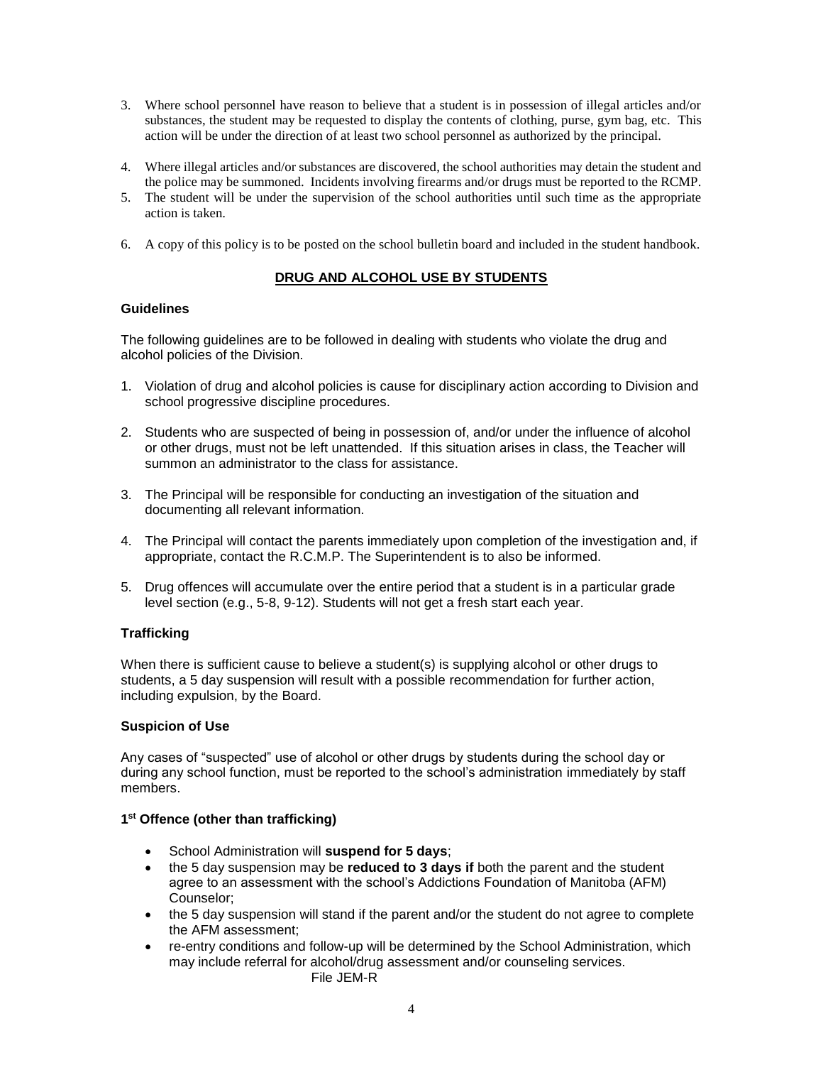3. Where school personnel have reason to believe that a student is in possession of illegal articles and/or substances, the student may be requested to display the contents of clothing, purse, gym bag, etc. This action will be under the direction of at least two school personnel as authorized by the principal.
4. Where illegal articles and/or substances are discovered, the school authorities may detain the student and the police may be summoned. Incidents involving firearms and/or drugs must be reported to the RCMP.
5. The student will be under the supervision of the school authorities until such time as the appropriate action is taken.
6. A copy of this policy is to be posted on the school bulletin board and included in the student handbook.

## DRUG AND ALCOHOL USE BY STUDENTS

### Guidelines

The following guidelines are to be followed in dealing with students who violate the drug and alcohol policies of the Division.

1. Violation of drug and alcohol policies is cause for disciplinary action according to Division and school progressive discipline procedures.
2. Students who are suspected of being in possession of, and/or under the influence of alcohol or other drugs, must not be left unattended. If this situation arises in class, the Teacher will summon an administrator to the class for assistance.
3. The Principal will be responsible for conducting an investigation of the situation and documenting all relevant information.
4. The Principal will contact the parents immediately upon completion of the investigation and, if appropriate, contact the R.C.M.P. The Superintendent is to also be informed.
5. Drug offences will accumulate over the entire period that a student is in a particular grade level section (e.g., 5-8, 9-12). Students will not get a fresh start each year.

### Trafficking

When there is sufficient cause to believe a student(s) is supplying alcohol or other drugs to students, a 5 day suspension will result with a possible recommendation for further action, including expulsion, by the Board.

### Suspicion of Use

Any cases of "suspected" use of alcohol or other drugs by students during the school day or during any school function, must be reported to the school's administration immediately by staff members.

### 1st Offence (other than trafficking)

- School Administration will **suspend for 5 days**;
- the 5 day suspension may be **reduced to 3 days if** both the parent and the student agree to an assessment with the school's Addictions Foundation of Manitoba (AFM) Counselor;
- the 5 day suspension will stand if the parent and/or the student do not agree to complete the AFM assessment;
- re-entry conditions and follow-up will be determined by the School Administration, which may include referral for alcohol/drug assessment and/or counseling services.

File JEM-R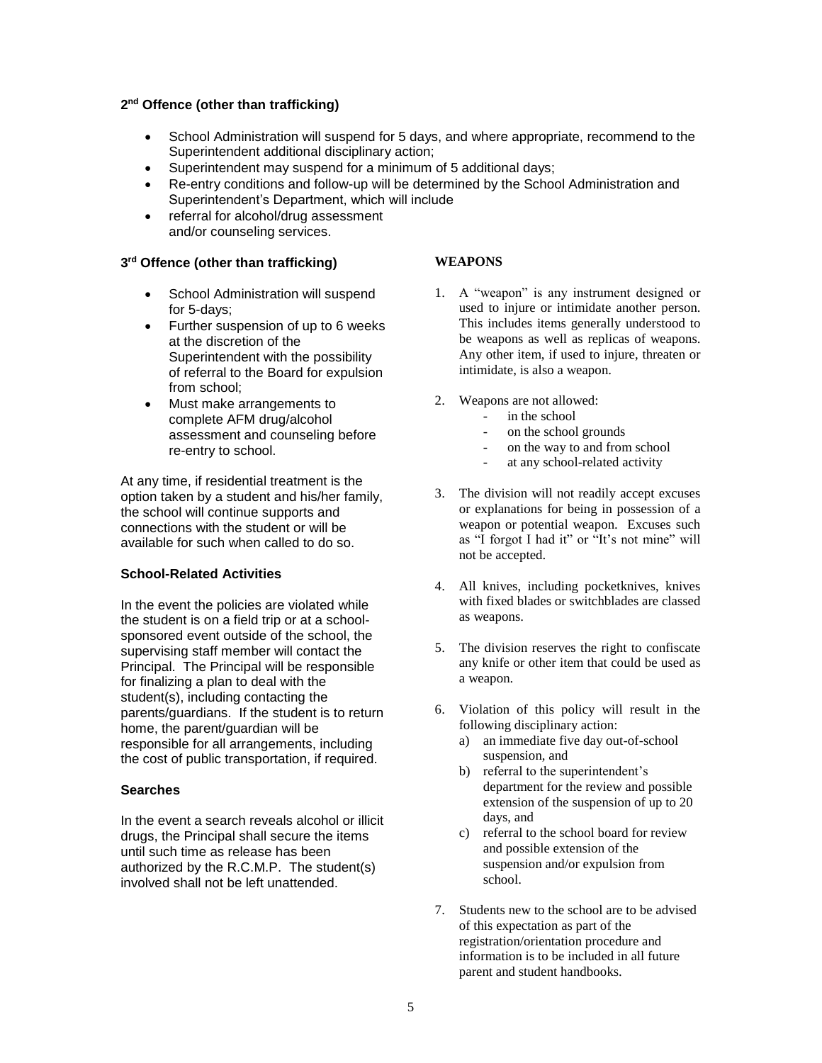### 2nd Offence (other than trafficking)

- School Administration will suspend for 5 days, and where appropriate, recommend to the Superintendent additional disciplinary action;
- Superintendent may suspend for a minimum of 5 additional days;
- Re-entry conditions and follow-up will be determined by the School Administration and Superintendent's Department, which will include
- referral for alcohol/drug assessment and/or counseling services.

### 3rd Offence (other than trafficking)

- School Administration will suspend for 5-days;
- Further suspension of up to 6 weeks at the discretion of the Superintendent with the possibility of referral to the Board for expulsion from school;
- Must make arrangements to complete AFM drug/alcohol assessment and counseling before re-entry to school.

At any time, if residential treatment is the option taken by a student and his/her family, the school will continue supports and connections with the student or will be available for such when called to do so.

### School-Related Activities

In the event the policies are violated while the student is on a field trip or at a school-sponsored event outside of the school, the supervising staff member will contact the Principal. The Principal will be responsible for finalizing a plan to deal with the student(s), including contacting the parents/guardians. If the student is to return home, the parent/guardian will be responsible for all arrangements, including the cost of public transportation, if required.

### Searches

In the event a search reveals alcohol or illicit drugs, the Principal shall secure the items until such time as release has been authorized by the R.C.M.P. The student(s) involved shall not be left unattended.

### WEAPONS

1. A "weapon" is any instrument designed or used to injure or intimidate another person. This includes items generally understood to be weapons as well as replicas of weapons. Any other item, if used to injure, threaten or intimidate, is also a weapon.
2. Weapons are not allowed:
   - in the school
   - on the school grounds
   - on the way to and from school
   - at any school-related activity
3. The division will not readily accept excuses or explanations for being in possession of a weapon or potential weapon. Excuses such as "I forgot I had it" or "It's not mine" will not be accepted.
4. All knives, including pocketknives, knives with fixed blades or switchblades are classed as weapons.
5. The division reserves the right to confiscate any knife or other item that could be used as a weapon.
6. Violation of this policy will result in the following disciplinary action:
   a) an immediate five day out-of-school suspension, and
   b) referral to the superintendent's department for the review and possible extension of the suspension of up to 20 days, and
   c) referral to the school board for review and possible extension of the suspension and/or expulsion from school.
7. Students new to the school are to be advised of this expectation as part of the registration/orientation procedure and information is to be included in all future parent and student handbooks.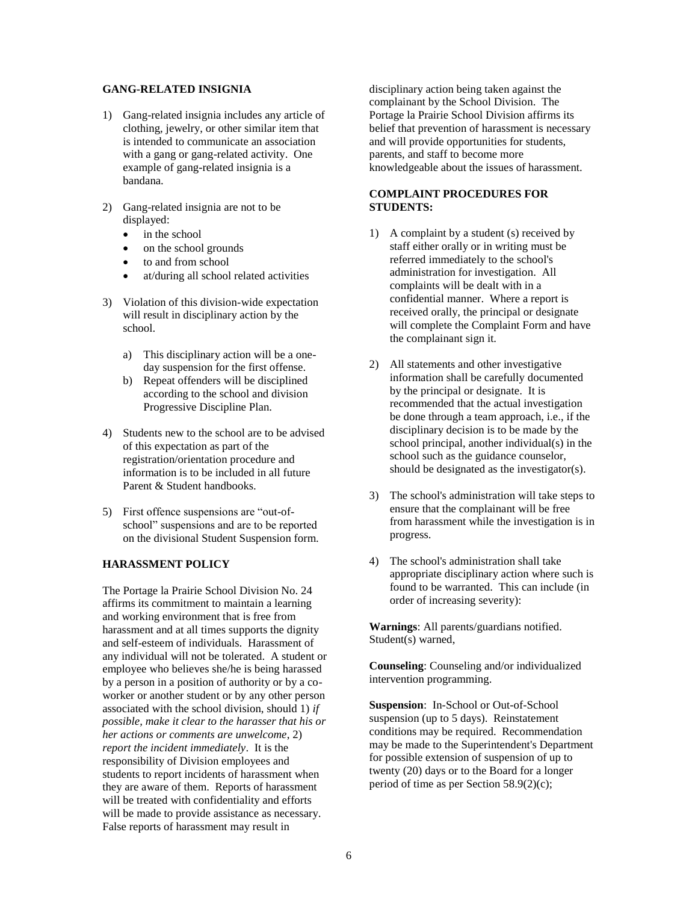### GANG-RELATED INSIGNIA

1) Gang-related insignia includes any article of clothing, jewelry, or other similar item that is intended to communicate an association with a gang or gang-related activity. One example of gang-related insignia is a bandana.

2) Gang-related insignia are not to be displayed:
   - in the school
   - on the school grounds
   - to and from school
   - at/during all school related activities

3) Violation of this division-wide expectation will result in disciplinary action by the school.

   a) This disciplinary action will be a one-day suspension for the first offense.
   b) Repeat offenders will be disciplined according to the school and division Progressive Discipline Plan.

4) Students new to the school are to be advised of this expectation as part of the registration/orientation procedure and information is to be included in all future Parent & Student handbooks.

5) First offence suspensions are "out-of-school" suspensions and are to be reported on the divisional Student Suspension form.

### HARASSMENT POLICY

The Portage la Prairie School Division No. 24 affirms its commitment to maintain a learning and working environment that is free from harassment and at all times supports the dignity and self-esteem of individuals. Harassment of any individual will not be tolerated. A student or employee who believes she/he is being harassed by a person in a position of authority or by a co-worker or another student or by any other person associated with the school division, should 1) *if possible, make it clear to the harasser that his or her actions or comments are unwelcome*, 2) *report the incident immediately*. It is the responsibility of Division employees and students to report incidents of harassment when they are aware of them. Reports of harassment will be treated with confidentiality and efforts will be made to provide assistance as necessary. False reports of harassment may result in disciplinary action being taken against the complainant by the School Division. The Portage la Prairie School Division affirms its belief that prevention of harassment is necessary and will provide opportunities for students, parents, and staff to become more knowledgeable about the issues of harassment.

### COMPLAINT PROCEDURES FOR STUDENTS:

1) A complaint by a student (s) received by staff either orally or in writing must be referred immediately to the school's administration for investigation. All complaints will be dealt with in a confidential manner. Where a report is received orally, the principal or designate will complete the Complaint Form and have the complainant sign it.

2) All statements and other investigative information shall be carefully documented by the principal or designate. It is recommended that the actual investigation be done through a team approach, i.e., if the disciplinary decision is to be made by the school principal, another individual(s) in the school such as the guidance counselor, should be designated as the investigator(s).

3) The school's administration will take steps to ensure that the complainant will be free from harassment while the investigation is in progress.

4) The school's administration shall take appropriate disciplinary action where such is found to be warranted. This can include (in order of increasing severity):

**Warnings**: All parents/guardians notified. Student(s) warned,

**Counseling**: Counseling and/or individualized intervention programming.

**Suspension**: In-School or Out-of-School suspension (up to 5 days). Reinstatement conditions may be required. Recommendation may be made to the Superintendent's Department for possible extension of suspension of up to twenty (20) days or to the Board for a longer period of time as per Section 58.9(2)(c);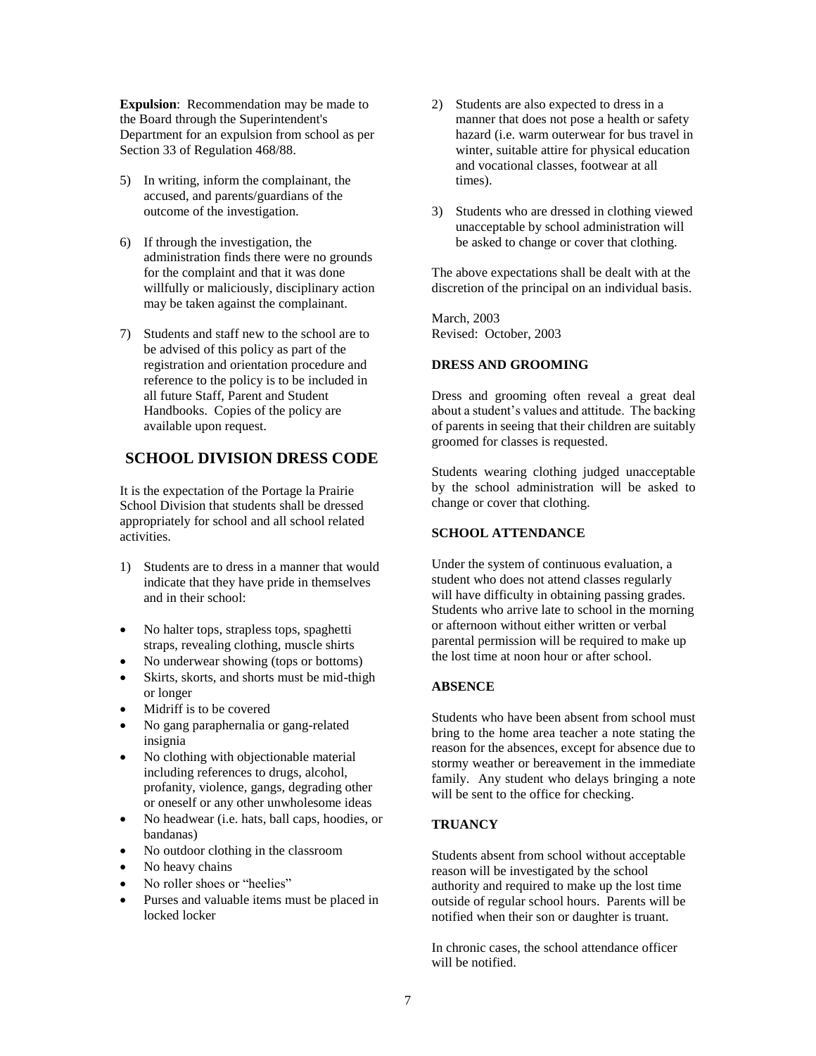**Expulsion**: Recommendation may be made to the Board through the Superintendent's Department for an expulsion from school as per Section 33 of Regulation 468/88.

5) In writing, inform the complainant, the accused, and parents/guardians of the outcome of the investigation.

6) If through the investigation, the administration finds there were no grounds for the complaint and that it was done willfully or maliciously, disciplinary action may be taken against the complainant.

7) Students and staff new to the school are to be advised of this policy as part of the registration and orientation procedure and reference to the policy is to be included in all future Staff, Parent and Student Handbooks. Copies of the policy are available upon request.

## SCHOOL DIVISION DRESS CODE

It is the expectation of the Portage la Prairie School Division that students shall be dressed appropriately for school and all school related activities.

1) Students are to dress in a manner that would indicate that they have pride in themselves and in their school:

- No halter tops, strapless tops, spaghetti straps, revealing clothing, muscle shirts
- No underwear showing (tops or bottoms)
- Skirts, skorts, and shorts must be mid-thigh or longer
- Midriff is to be covered
- No gang paraphernalia or gang-related insignia
- No clothing with objectionable material including references to drugs, alcohol, profanity, violence, gangs, degrading other or oneself or any other unwholesome ideas
- No headwear (i.e. hats, ball caps, hoodies, or bandanas)
- No outdoor clothing in the classroom
- No heavy chains
- No roller shoes or "heelies"
- Purses and valuable items must be placed in locked locker

2) Students are also expected to dress in a manner that does not pose a health or safety hazard (i.e. warm outerwear for bus travel in winter, suitable attire for physical education and vocational classes, footwear at all times).

3) Students who are dressed in clothing viewed unacceptable by school administration will be asked to change or cover that clothing.

The above expectations shall be dealt with at the discretion of the principal on an individual basis.

March, 2003
Revised: October, 2003

### DRESS AND GROOMING

Dress and grooming often reveal a great deal about a student's values and attitude. The backing of parents in seeing that their children are suitably groomed for classes is requested.

Students wearing clothing judged unacceptable by the school administration will be asked to change or cover that clothing.

### SCHOOL ATTENDANCE

Under the system of continuous evaluation, a student who does not attend classes regularly will have difficulty in obtaining passing grades. Students who arrive late to school in the morning or afternoon without either written or verbal parental permission will be required to make up the lost time at noon hour or after school.

### ABSENCE

Students who have been absent from school must bring to the home area teacher a note stating the reason for the absences, except for absence due to stormy weather or bereavement in the immediate family. Any student who delays bringing a note will be sent to the office for checking.

### TRUANCY

Students absent from school without acceptable reason will be investigated by the school authority and required to make up the lost time outside of regular school hours. Parents will be notified when their son or daughter is truant.

In chronic cases, the school attendance officer will be notified.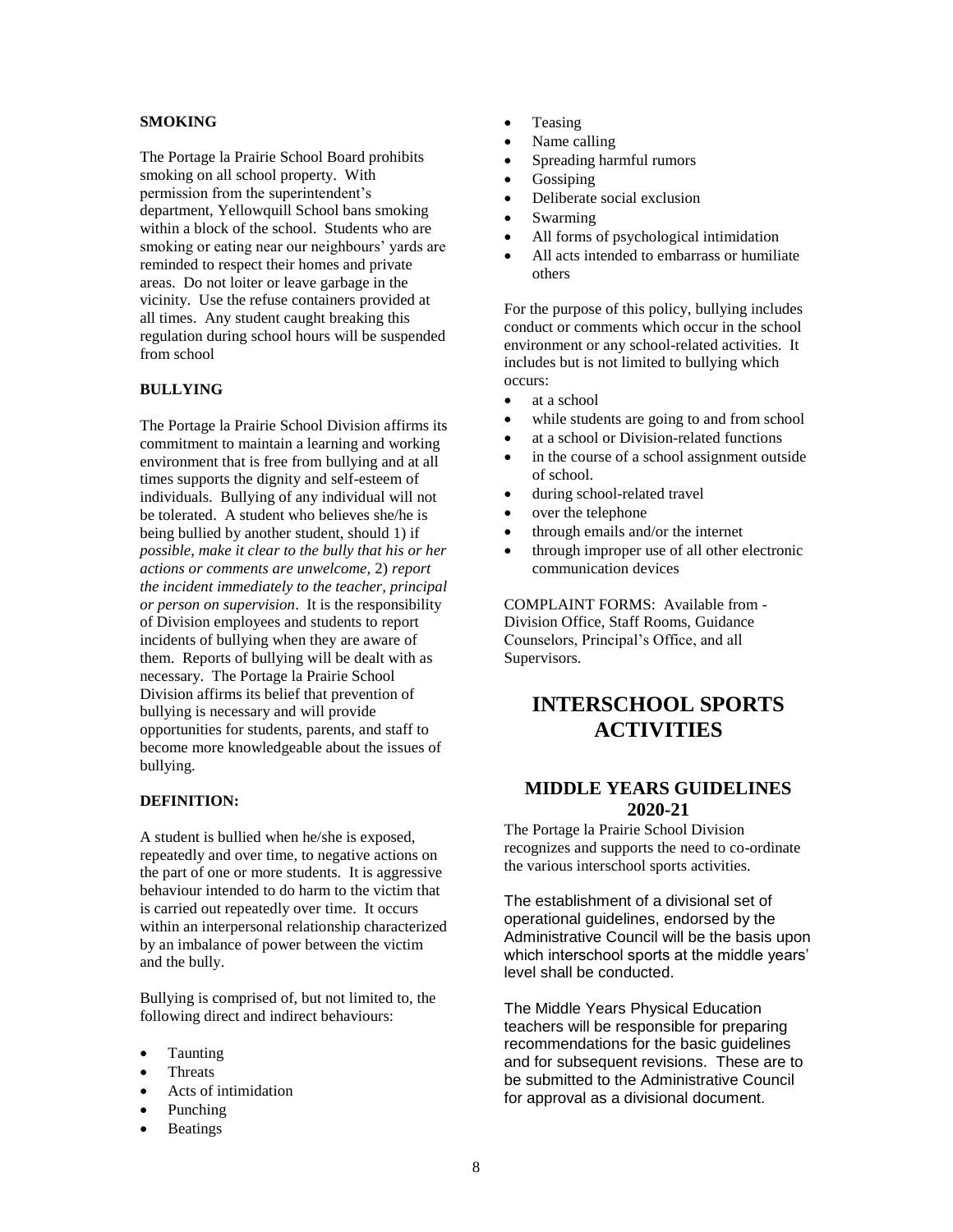**SMOKING**

The Portage la Prairie School Board prohibits smoking on all school property. With permission from the superintendent's department, Yellowquill School bans smoking within a block of the school. Students who are smoking or eating near our neighbours' yards are reminded to respect their homes and private areas. Do not loiter or leave garbage in the vicinity. Use the refuse containers provided at all times. Any student caught breaking this regulation during school hours will be suspended from school

**BULLYING**

The Portage la Prairie School Division affirms its commitment to maintain a learning and working environment that is free from bullying and at all times supports the dignity and self-esteem of individuals. Bullying of any individual will not be tolerated. A student who believes she/he is being bullied by another student, should 1) if *possible, make it clear to the bully that his or her actions or comments are unwelcome*, 2) *report the incident immediately to the teacher, principal or person on supervision*. It is the responsibility of Division employees and students to report incidents of bullying when they are aware of them. Reports of bullying will be dealt with as necessary. The Portage la Prairie School Division affirms its belief that prevention of bullying is necessary and will provide opportunities for students, parents, and staff to become more knowledgeable about the issues of bullying.

**DEFINITION:**

A student is bullied when he/she is exposed, repeatedly and over time, to negative actions on the part of one or more students. It is aggressive behaviour intended to do harm to the victim that is carried out repeatedly over time. It occurs within an interpersonal relationship characterized by an imbalance of power between the victim and the bully.

Bullying is comprised of, but not limited to, the following direct and indirect behaviours:

- Taunting
- Threats
- Acts of intimidation
- Punching
- Beatings
- Teasing
- Name calling
- Spreading harmful rumors
- Gossiping
- Deliberate social exclusion
- Swarming
- All forms of psychological intimidation
- All acts intended to embarrass or humiliate others

For the purpose of this policy, bullying includes conduct or comments which occur in the school environment or any school-related activities. It includes but is not limited to bullying which occurs:

- at a school
- while students are going to and from school
- at a school or Division-related functions
- in the course of a school assignment outside of school.
- during school-related travel
- over the telephone
- through emails and/or the internet
- through improper use of all other electronic communication devices

COMPLAINT FORMS: Available from - Division Office, Staff Rooms, Guidance Counselors, Principal's Office, and all Supervisors.

# INTERSCHOOL SPORTS ACTIVITIES

## MIDDLE YEARS GUIDELINES 2020-21

The Portage la Prairie School Division recognizes and supports the need to co-ordinate the various interschool sports activities.

The establishment of a divisional set of operational guidelines, endorsed by the Administrative Council will be the basis upon which interschool sports at the middle years' level shall be conducted.

The Middle Years Physical Education teachers will be responsible for preparing recommendations for the basic guidelines and for subsequent revisions. These are to be submitted to the Administrative Council for approval as a divisional document.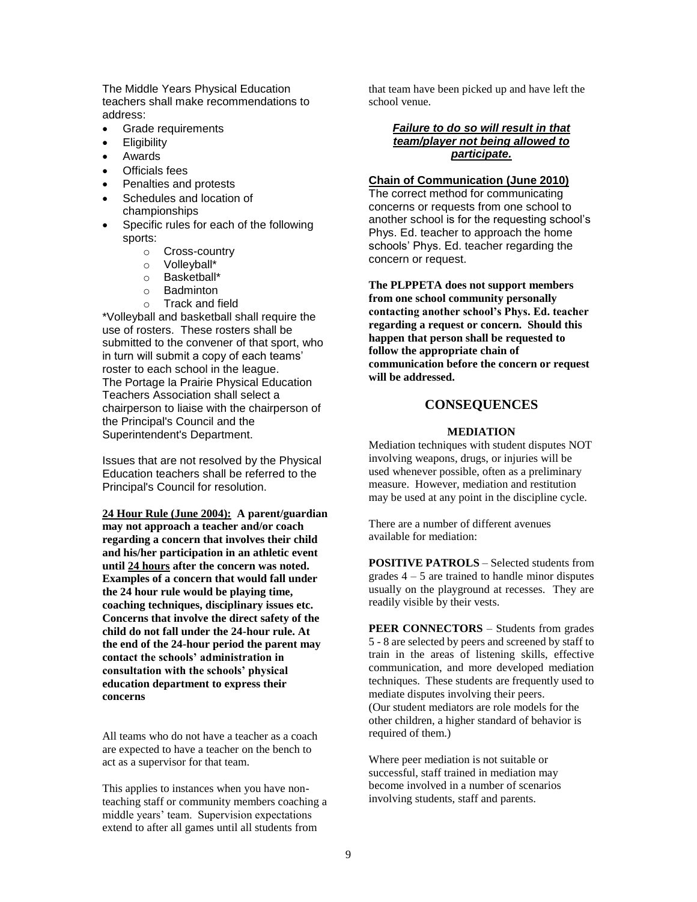The Middle Years Physical Education teachers shall make recommendations to address:

- Grade requirements
- Eligibility
- Awards
- Officials fees
- Penalties and protests
- Schedules and location of championships
- Specific rules for each of the following sports:
  - Cross-country
  - Volleyball*
  - Basketball*
  - Badminton
  - Track and field

*Volleyball and basketball shall require the use of rosters. These rosters shall be submitted to the convener of that sport, who in turn will submit a copy of each teams' roster to each school in the league.
The Portage la Prairie Physical Education Teachers Association shall select a chairperson to liaise with the chairperson of the Principal's Council and the Superintendent's Department.

Issues that are not resolved by the Physical Education teachers shall be referred to the Principal's Council for resolution.

**<u>24 Hour Rule (June 2004):</u> A parent/guardian may not approach a teacher and/or coach regarding a concern that involves their child and his/her participation in an athletic event until <u>24 hours</u> after the concern was noted. Examples of a concern that would fall under the 24 hour rule would be playing time, coaching techniques, disciplinary issues etc. Concerns that involve the direct safety of the child do not fall under the 24-hour rule. At the end of the 24-hour period the parent may contact the schools' administration in consultation with the schools' physical education department to express their concerns**

All teams who do not have a teacher as a coach are expected to have a teacher on the bench to act as a supervisor for that team.

This applies to instances when you have non-teaching staff or community members coaching a middle years' team. Supervision expectations extend to after all games until all students from that team have been picked up and have left the school venue.

***<u>Failure to do so will result in that team/player not being allowed to participate.</u>***

**<u>Chain of Communication (June 2010)</u>**
The correct method for communicating concerns or requests from one school to another school is for the requesting school's Phys. Ed. teacher to approach the home schools' Phys. Ed. teacher regarding the concern or request.

**The PLPPETA does not support members from one school community personally contacting another school's Phys. Ed. teacher regarding a request or concern. Should this happen that person shall be requested to follow the appropriate chain of communication before the concern or request will be addressed.**

## CONSEQUENCES

### MEDIATION

Mediation techniques with student disputes NOT involving weapons, drugs, or injuries will be used whenever possible, often as a preliminary measure. However, mediation and restitution may be used at any point in the discipline cycle.

There are a number of different avenues available for mediation:

**POSITIVE PATROLS** – Selected students from grades 4 – 5 are trained to handle minor disputes usually on the playground at recesses. They are readily visible by their vests.

**PEER CONNECTORS** – Students from grades 5 - 8 are selected by peers and screened by staff to train in the areas of listening skills, effective communication, and more developed mediation techniques. These students are frequently used to mediate disputes involving their peers.
(Our student mediators are role models for the other children, a higher standard of behavior is required of them.)

Where peer mediation is not suitable or successful, staff trained in mediation may become involved in a number of scenarios involving students, staff and parents.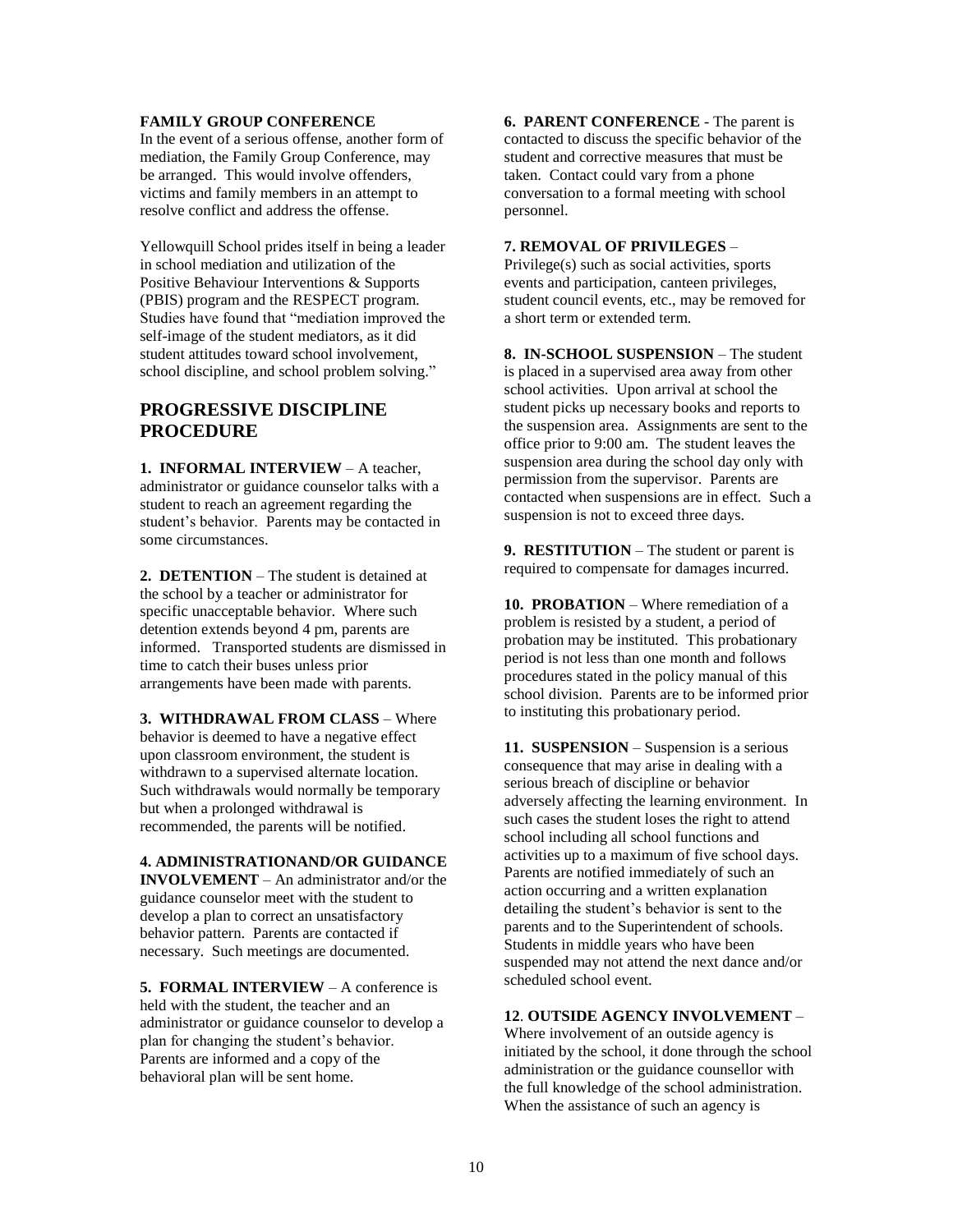**FAMILY GROUP CONFERENCE**

In the event of a serious offense, another form of mediation, the Family Group Conference, may be arranged. This would involve offenders, victims and family members in an attempt to resolve conflict and address the offense.

Yellowquill School prides itself in being a leader in school mediation and utilization of the Positive Behaviour Interventions & Supports (PBIS) program and the RESPECT program. Studies have found that "mediation improved the self-image of the student mediators, as it did student attitudes toward school involvement, school discipline, and school problem solving."

## PROGRESSIVE DISCIPLINE PROCEDURE

**1. INFORMAL INTERVIEW** – A teacher, administrator or guidance counselor talks with a student to reach an agreement regarding the student's behavior. Parents may be contacted in some circumstances.

**2. DETENTION** – The student is detained at the school by a teacher or administrator for specific unacceptable behavior. Where such detention extends beyond 4 pm, parents are informed. Transported students are dismissed in time to catch their buses unless prior arrangements have been made with parents.

**3. WITHDRAWAL FROM CLASS** – Where behavior is deemed to have a negative effect upon classroom environment, the student is withdrawn to a supervised alternate location. Such withdrawals would normally be temporary but when a prolonged withdrawal is recommended, the parents will be notified.

**4. ADMINISTRATIONAND/OR GUIDANCE INVOLVEMENT** – An administrator and/or the guidance counselor meet with the student to develop a plan to correct an unsatisfactory behavior pattern. Parents are contacted if necessary. Such meetings are documented.

**5. FORMAL INTERVIEW** – A conference is held with the student, the teacher and an administrator or guidance counselor to develop a plan for changing the student's behavior. Parents are informed and a copy of the behavioral plan will be sent home.

**6. PARENT CONFERENCE** - The parent is contacted to discuss the specific behavior of the student and corrective measures that must be taken. Contact could vary from a phone conversation to a formal meeting with school personnel.

**7. REMOVAL OF PRIVILEGES** – Privilege(s) such as social activities, sports events and participation, canteen privileges, student council events, etc., may be removed for a short term or extended term.

**8. IN-SCHOOL SUSPENSION** – The student is placed in a supervised area away from other school activities. Upon arrival at school the student picks up necessary books and reports to the suspension area. Assignments are sent to the office prior to 9:00 am. The student leaves the suspension area during the school day only with permission from the supervisor. Parents are contacted when suspensions are in effect. Such a suspension is not to exceed three days.

**9. RESTITUTION** – The student or parent is required to compensate for damages incurred.

**10. PROBATION** – Where remediation of a problem is resisted by a student, a period of probation may be instituted. This probationary period is not less than one month and follows procedures stated in the policy manual of this school division. Parents are to be informed prior to instituting this probationary period.

**11. SUSPENSION** – Suspension is a serious consequence that may arise in dealing with a serious breach of discipline or behavior adversely affecting the learning environment. In such cases the student loses the right to attend school including all school functions and activities up to a maximum of five school days. Parents are notified immediately of such an action occurring and a written explanation detailing the student's behavior is sent to the parents and to the Superintendent of schools. Students in middle years who have been suspended may not attend the next dance and/or scheduled school event.

**12. OUTSIDE AGENCY INVOLVEMENT** – Where involvement of an outside agency is initiated by the school, it done through the school administration or the guidance counsellor with the full knowledge of the school administration. When the assistance of such an agency is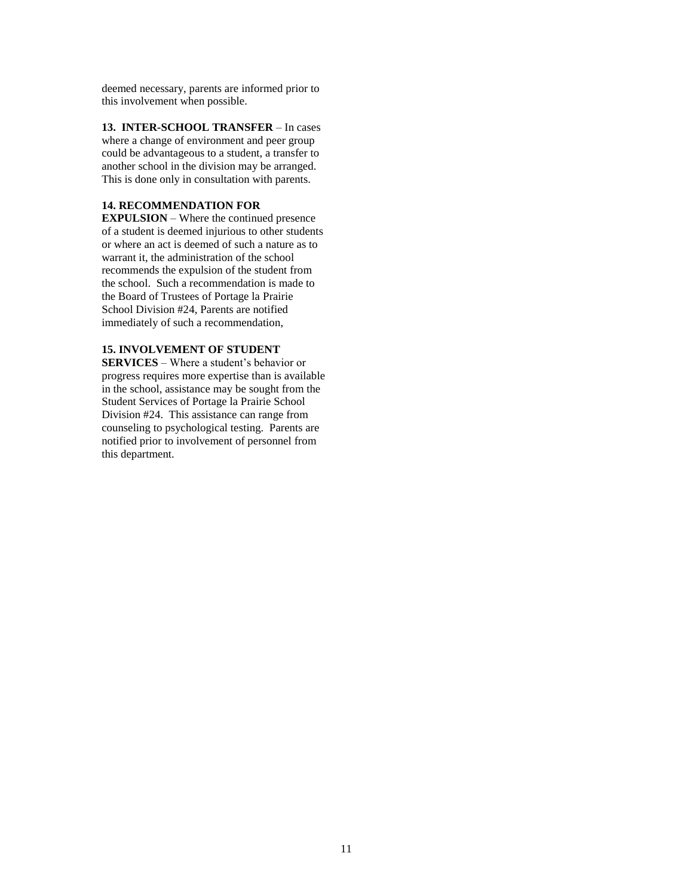deemed necessary, parents are informed prior to this involvement when possible.

**13. INTER-SCHOOL TRANSFER** – In cases where a change of environment and peer group could be advantageous to a student, a transfer to another school in the division may be arranged. This is done only in consultation with parents.

**14. RECOMMENDATION FOR EXPULSION** – Where the continued presence of a student is deemed injurious to other students or where an act is deemed of such a nature as to warrant it, the administration of the school recommends the expulsion of the student from the school. Such a recommendation is made to the Board of Trustees of Portage la Prairie School Division #24, Parents are notified immediately of such a recommendation,

**15. INVOLVEMENT OF STUDENT SERVICES** – Where a student's behavior or progress requires more expertise than is available in the school, assistance may be sought from the Student Services of Portage la Prairie School Division #24. This assistance can range from counseling to psychological testing. Parents are notified prior to involvement of personnel from this department.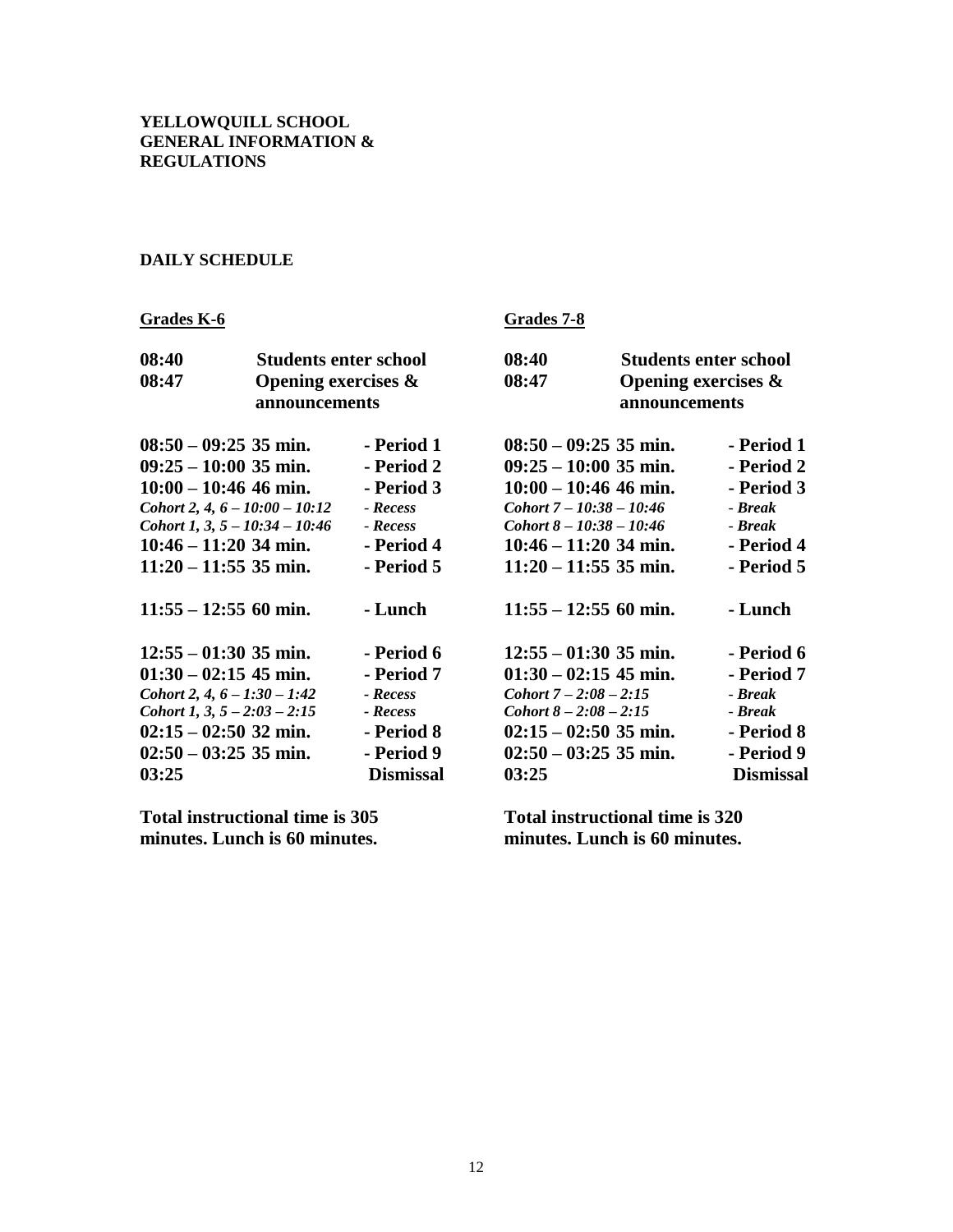**YELLOWQUILL SCHOOL**
**GENERAL INFORMATION & REGULATIONS**

**DAILY SCHEDULE**

**Grades K-6**

| | | |
|---|---|---|
| **08:40** | **Students enter school** | |
| **08:47** | **Opening exercises & announcements** | |
| **08:50 – 09:25 35 min.** | | **- Period 1** |
| **09:25 – 10:00 35 min.** | | **- Period 2** |
| **10:00 – 10:46 46 min.** | | **- Period 3** |
| *Cohort 2, 4, 6 – 10:00 – 10:12* | | *- Recess* |
| *Cohort 1, 3, 5 – 10:34 – 10:46* | | *- Recess* |
| **10:46 – 11:20 34 min.** | | **- Period 4** |
| **11:20 – 11:55 35 min.** | | **- Period 5** |
| **11:55 – 12:55 60 min.** | | **- Lunch** |
| **12:55 – 01:30 35 min.** | | **- Period 6** |
| **01:30 – 02:15 45 min.** | | **- Period 7** |
| *Cohort 2, 4, 6 – 1:30 – 1:42* | | *- Recess* |
| *Cohort 1, 3, 5 – 2:03 – 2:15* | | *- Recess* |
| **02:15 – 02:50 32 min.** | | **- Period 8** |
| **02:50 – 03:25 35 min.** | | **- Period 9** |
| **03:25** | | **Dismissal** |

**Total instructional time is 305 minutes. Lunch is 60 minutes.**

**Grades 7-8**

| | | |
|---|---|---|
| **08:40** | **Students enter school** | |
| **08:47** | **Opening exercises & announcements** | |
| **08:50 – 09:25 35 min.** | | **- Period 1** |
| **09:25 – 10:00 35 min.** | | **- Period 2** |
| **10:00 – 10:46 46 min.** | | **- Period 3** |
| *Cohort 7 – 10:38 – 10:46* | | *- Break* |
| *Cohort 8 – 10:38 – 10:46* | | *- Break* |
| **10:46 – 11:20 34 min.** | | **- Period 4** |
| **11:20 – 11:55 35 min.** | | **- Period 5** |
| **11:55 – 12:55 60 min.** | | **- Lunch** |
| **12:55 – 01:30 35 min.** | | **- Period 6** |
| **01:30 – 02:15 45 min.** | | **- Period 7** |
| *Cohort 7 – 2:08 – 2:15* | | *- Break* |
| *Cohort 8 – 2:08 – 2:15* | | *- Break* |
| **02:15 – 02:50 35 min.** | | **- Period 8** |
| **02:50 – 03:25 35 min.** | | **- Period 9** |
| **03:25** | | **Dismissal** |

**Total instructional time is 320 minutes. Lunch is 60 minutes.**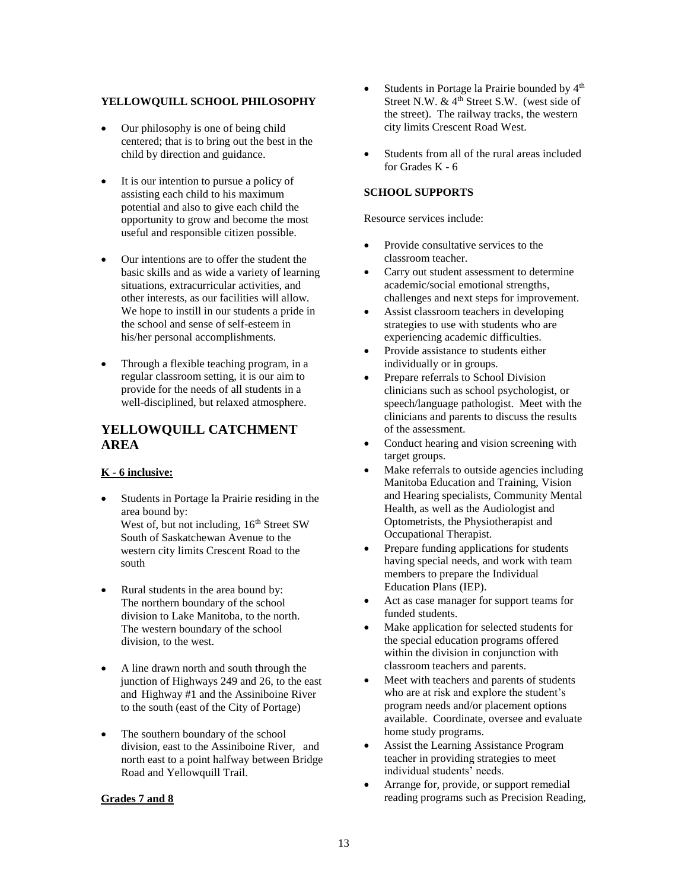**YELLOWQUILL SCHOOL PHILOSOPHY**

- Our philosophy is one of being child centered; that is to bring out the best in the child by direction and guidance.
- It is our intention to pursue a policy of assisting each child to his maximum potential and also to give each child the opportunity to grow and become the most useful and responsible citizen possible.
- Our intentions are to offer the student the basic skills and as wide a variety of learning situations, extracurricular activities, and other interests, as our facilities will allow. We hope to instill in our students a pride in the school and sense of self-esteem in his/her personal accomplishments.
- Through a flexible teaching program, in a regular classroom setting, it is our aim to provide for the needs of all students in a well-disciplined, but relaxed atmosphere.

## YELLOWQUILL CATCHMENT AREA

**K - 6 inclusive:**

- Students in Portage la Prairie residing in the area bound by:
  West of, but not including, 16th Street SW
  South of Saskatchewan Avenue to the western city limits Crescent Road to the south
- Rural students in the area bound by:
  The northern boundary of the school division to Lake Manitoba, to the north.
  The western boundary of the school division, to the west.
- A line drawn north and south through the junction of Highways 249 and 26, to the east and Highway #1 and the Assiniboine River to the south (east of the City of Portage)
- The southern boundary of the school division, east to the Assiniboine River, and north east to a point halfway between Bridge Road and Yellowquill Trail.

**Grades 7 and 8**

- Students in Portage la Prairie bounded by 4th Street N.W. & 4th Street S.W. (west side of the street). The railway tracks, the western city limits Crescent Road West.
- Students from all of the rural areas included for Grades K - 6

**SCHOOL SUPPORTS**

Resource services include:

- Provide consultative services to the classroom teacher.
- Carry out student assessment to determine academic/social emotional strengths, challenges and next steps for improvement.
- Assist classroom teachers in developing strategies to use with students who are experiencing academic difficulties.
- Provide assistance to students either individually or in groups.
- Prepare referrals to School Division clinicians such as school psychologist, or speech/language pathologist. Meet with the clinicians and parents to discuss the results of the assessment.
- Conduct hearing and vision screening with target groups.
- Make referrals to outside agencies including Manitoba Education and Training, Vision and Hearing specialists, Community Mental Health, as well as the Audiologist and Optometrists, the Physiotherapist and Occupational Therapist.
- Prepare funding applications for students having special needs, and work with team members to prepare the Individual Education Plans (IEP).
- Act as case manager for support teams for funded students.
- Make application for selected students for the special education programs offered within the division in conjunction with classroom teachers and parents.
- Meet with teachers and parents of students who are at risk and explore the student's program needs and/or placement options available. Coordinate, oversee and evaluate home study programs.
- Assist the Learning Assistance Program teacher in providing strategies to meet individual students' needs.
- Arrange for, provide, or support remedial reading programs such as Precision Reading,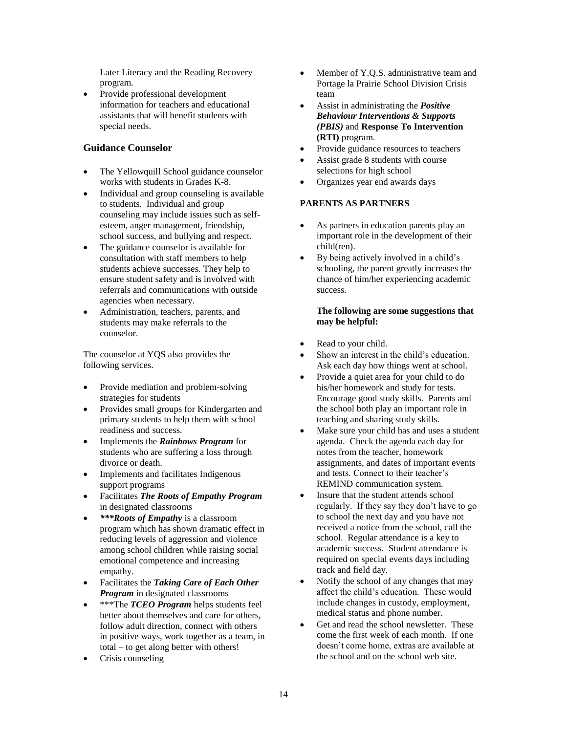Later Literacy and the Reading Recovery program.

- Provide professional development information for teachers and educational assistants that will benefit students with special needs.

### Guidance Counselor

- The Yellowquill School guidance counselor works with students in Grades K-8.
- Individual and group counseling is available to students. Individual and group counseling may include issues such as self-esteem, anger management, friendship, school success, and bullying and respect.
- The guidance counselor is available for consultation with staff members to help students achieve successes. They help to ensure student safety and is involved with referrals and communications with outside agencies when necessary.
- Administration, teachers, parents, and students may make referrals to the counselor.

The counselor at YQS also provides the following services.

- Provide mediation and problem-solving strategies for students
- Provides small groups for Kindergarten and primary students to help them with school readiness and success.
- Implements the ***Rainbows Program*** for students who are suffering a loss through divorce or death.
- Implements and facilitates Indigenous support programs
- Facilitates ***The Roots of Empathy Program*** in designated classrooms
- ******Roots of Empathy*** is a classroom program which has shown dramatic effect in reducing levels of aggression and violence among school children while raising social emotional competence and increasing empathy.
- Facilitates the ***Taking Care of Each Other Program*** in designated classrooms
- ***The ***TCEO Program*** helps students feel better about themselves and care for others, follow adult direction, connect with others in positive ways, work together as a team, in total – to get along better with others!
- Crisis counseling
- Member of Y.Q.S. administrative team and Portage la Prairie School Division Crisis team
- Assist in administrating the ***Positive Behaviour Interventions & Supports (PBIS)*** and **Response To Intervention (RTI)** program.
- Provide guidance resources to teachers
- Assist grade 8 students with course selections for high school
- Organizes year end awards days

### PARENTS AS PARTNERS

- As partners in education parents play an important role in the development of their child(ren).
- By being actively involved in a child's schooling, the parent greatly increases the chance of him/her experiencing academic success.

**The following are some suggestions that may be helpful:**

- Read to your child.
- Show an interest in the child's education. Ask each day how things went at school.
- Provide a quiet area for your child to do his/her homework and study for tests. Encourage good study skills. Parents and the school both play an important role in teaching and sharing study skills.
- Make sure your child has and uses a student agenda. Check the agenda each day for notes from the teacher, homework assignments, and dates of important events and tests. Connect to their teacher's REMIND communication system.
- Insure that the student attends school regularly. If they say they don't have to go to school the next day and you have not received a notice from the school, call the school. Regular attendance is a key to academic success. Student attendance is required on special events days including track and field day.
- Notify the school of any changes that may affect the child's education. These would include changes in custody, employment, medical status and phone number.
- Get and read the school newsletter. These come the first week of each month. If one doesn't come home, extras are available at the school and on the school web site.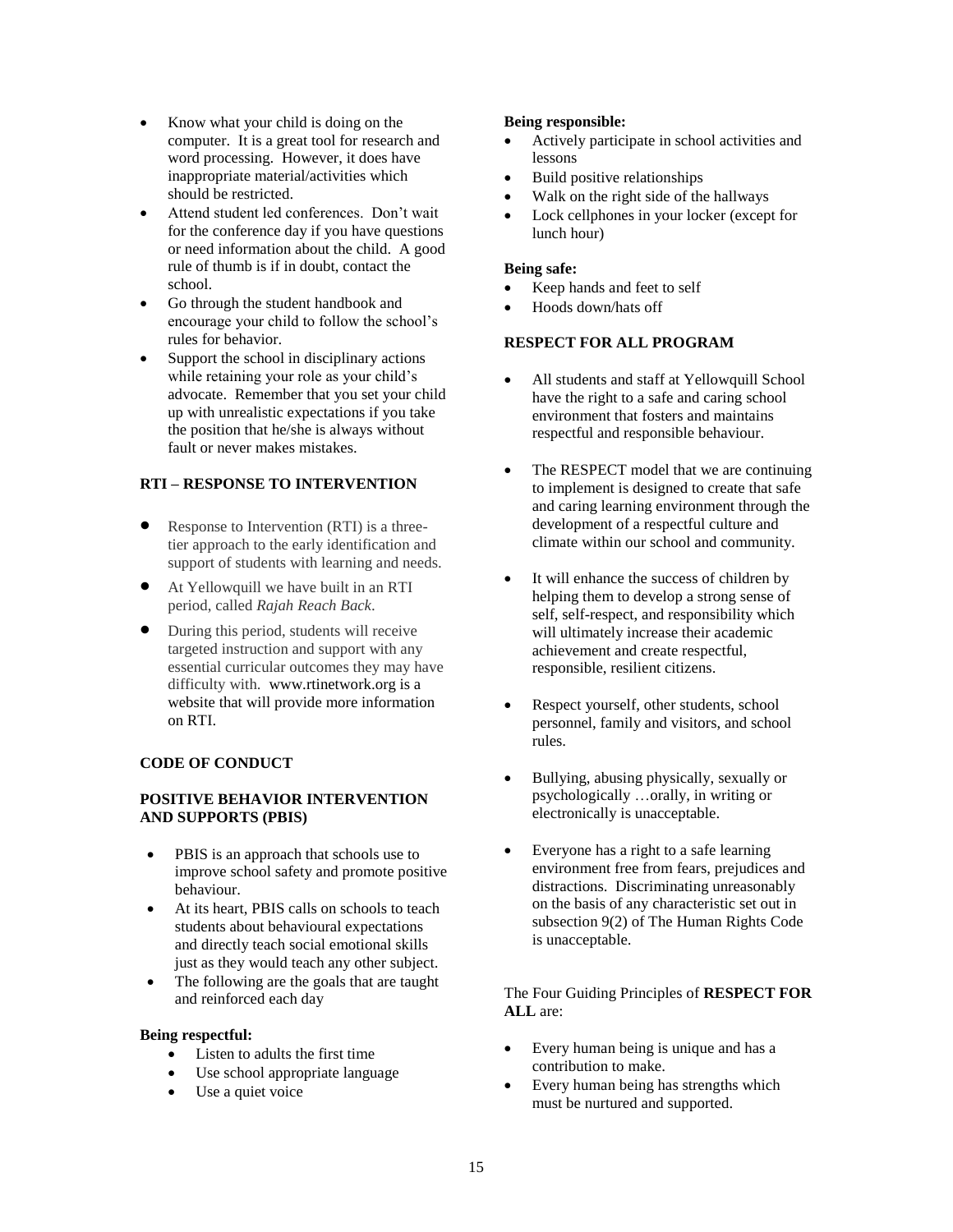- Know what your child is doing on the computer. It is a great tool for research and word processing. However, it does have inappropriate material/activities which should be restricted.
- Attend student led conferences. Don't wait for the conference day if you have questions or need information about the child. A good rule of thumb is if in doubt, contact the school.
- Go through the student handbook and encourage your child to follow the school's rules for behavior.
- Support the school in disciplinary actions while retaining your role as your child's advocate. Remember that you set your child up with unrealistic expectations if you take the position that he/she is always without fault or never makes mistakes.

## RTI – RESPONSE TO INTERVENTION

- Response to Intervention (RTI) is a three-tier approach to the early identification and support of students with learning and needs.
- At Yellowquill we have built in an RTI period, called *Rajah Reach Back*.
- During this period, students will receive targeted instruction and support with any essential curricular outcomes they may have difficulty with. www.rtinetwork.org is a website that will provide more information on RTI.

## CODE OF CONDUCT

### POSITIVE BEHAVIOR INTERVENTION AND SUPPORTS (PBIS)

- PBIS is an approach that schools use to improve school safety and promote positive behaviour.
- At its heart, PBIS calls on schools to teach students about behavioural expectations and directly teach social emotional skills just as they would teach any other subject.
- The following are the goals that are taught and reinforced each day

**Being respectful:**

- Listen to adults the first time
- Use school appropriate language
- Use a quiet voice

**Being responsible:**

- Actively participate in school activities and lessons
- Build positive relationships
- Walk on the right side of the hallways
- Lock cellphones in your locker (except for lunch hour)

**Being safe:**

- Keep hands and feet to self
- Hoods down/hats off

### RESPECT FOR ALL PROGRAM

- All students and staff at Yellowquill School have the right to a safe and caring school environment that fosters and maintains respectful and responsible behaviour.
- The RESPECT model that we are continuing to implement is designed to create that safe and caring learning environment through the development of a respectful culture and climate within our school and community.
- It will enhance the success of children by helping them to develop a strong sense of self, self-respect, and responsibility which will ultimately increase their academic achievement and create respectful, responsible, resilient citizens.
- Respect yourself, other students, school personnel, family and visitors, and school rules.
- Bullying, abusing physically, sexually or psychologically …orally, in writing or electronically is unacceptable.
- Everyone has a right to a safe learning environment free from fears, prejudices and distractions. Discriminating unreasonably on the basis of any characteristic set out in subsection 9(2) of The Human Rights Code is unacceptable.

The Four Guiding Principles of **RESPECT FOR ALL** are:

- Every human being is unique and has a contribution to make.
- Every human being has strengths which must be nurtured and supported.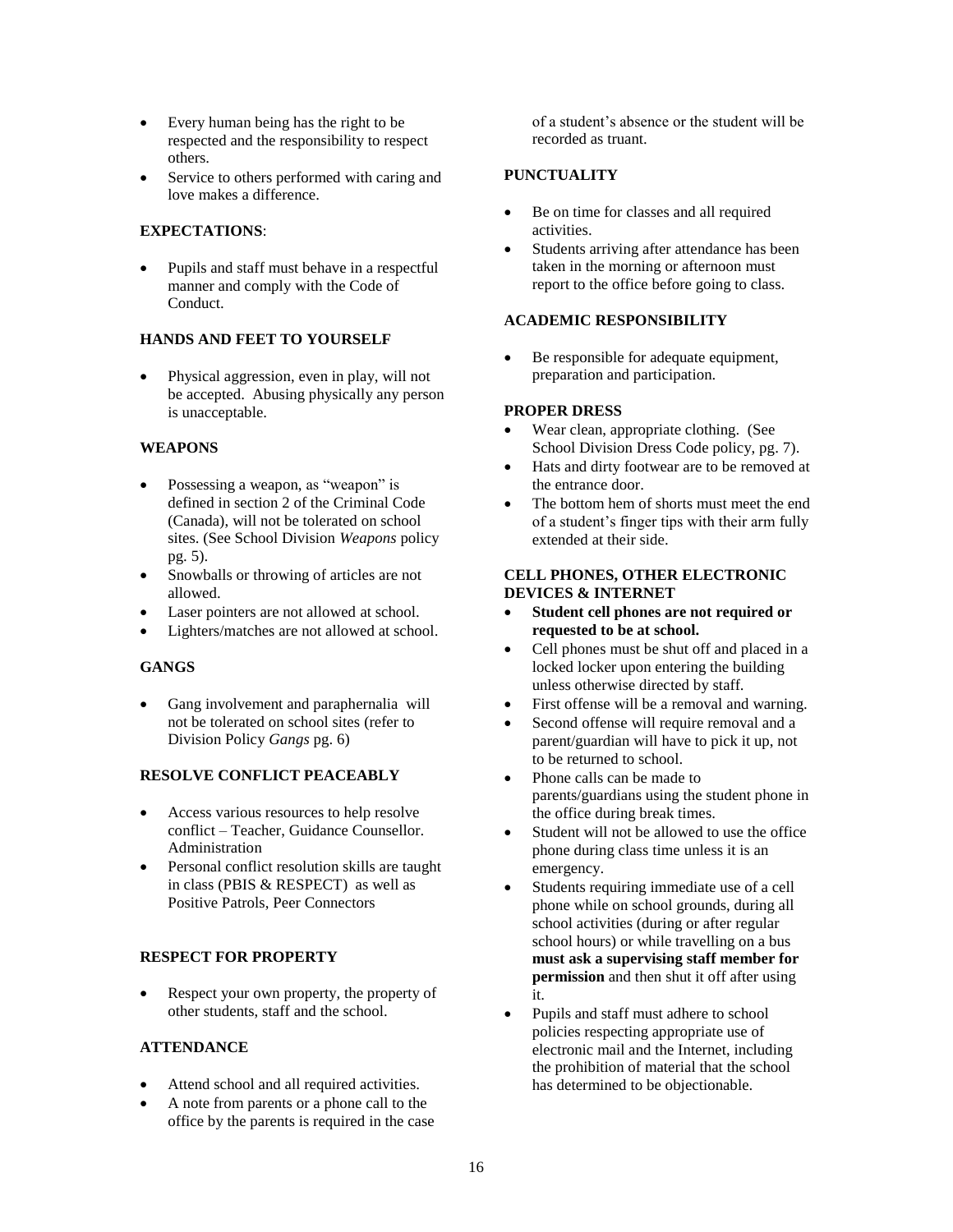- Every human being has the right to be respected and the responsibility to respect others.
- Service to others performed with caring and love makes a difference.

**EXPECTATIONS**:

- Pupils and staff must behave in a respectful manner and comply with the Code of Conduct.

**HANDS AND FEET TO YOURSELF**

- Physical aggression, even in play, will not be accepted. Abusing physically any person is unacceptable.

**WEAPONS**

- Possessing a weapon, as "weapon" is defined in section 2 of the Criminal Code (Canada), will not be tolerated on school sites. (See School Division *Weapons* policy pg. 5).
- Snowballs or throwing of articles are not allowed.
- Laser pointers are not allowed at school.
- Lighters/matches are not allowed at school.

**GANGS**

- Gang involvement and paraphernalia will not be tolerated on school sites (refer to Division Policy *Gangs* pg. 6)

**RESOLVE CONFLICT PEACEABLY**

- Access various resources to help resolve conflict – Teacher, Guidance Counsellor. Administration
- Personal conflict resolution skills are taught in class (PBIS & RESPECT) as well as Positive Patrols, Peer Connectors

**RESPECT FOR PROPERTY**

- Respect your own property, the property of other students, staff and the school.

**ATTENDANCE**

- Attend school and all required activities.
- A note from parents or a phone call to the office by the parents is required in the case of a student's absence or the student will be recorded as truant.

**PUNCTUALITY**

- Be on time for classes and all required activities.
- Students arriving after attendance has been taken in the morning or afternoon must report to the office before going to class.

**ACADEMIC RESPONSIBILITY**

- Be responsible for adequate equipment, preparation and participation.

**PROPER DRESS**

- Wear clean, appropriate clothing. (See School Division Dress Code policy, pg. 7).
- Hats and dirty footwear are to be removed at the entrance door.
- The bottom hem of shorts must meet the end of a student's finger tips with their arm fully extended at their side.

**CELL PHONES, OTHER ELECTRONIC DEVICES & INTERNET**

- **Student cell phones are not required or requested to be at school.**
- Cell phones must be shut off and placed in a locked locker upon entering the building unless otherwise directed by staff.
- First offense will be a removal and warning.
- Second offense will require removal and a parent/guardian will have to pick it up, not to be returned to school.
- Phone calls can be made to parents/guardians using the student phone in the office during break times.
- Student will not be allowed to use the office phone during class time unless it is an emergency.
- Students requiring immediate use of a cell phone while on school grounds, during all school activities (during or after regular school hours) or while travelling on a bus **must ask a supervising staff member for permission** and then shut it off after using it.
- Pupils and staff must adhere to school policies respecting appropriate use of electronic mail and the Internet, including the prohibition of material that the school has determined to be objectionable.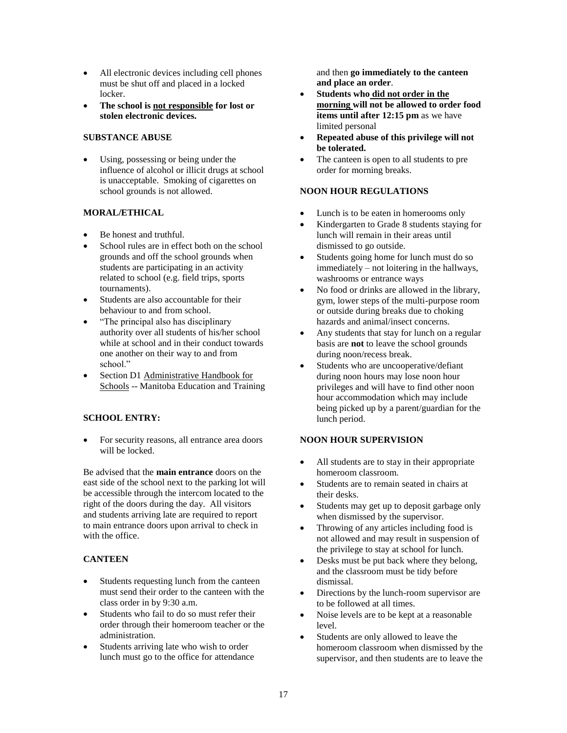- All electronic devices including cell phones must be shut off and placed in a locked locker.
- **The school is <u>not responsible</u> for lost or stolen electronic devices.**

**SUBSTANCE ABUSE**

- Using, possessing or being under the influence of alcohol or illicit drugs at school is unacceptable. Smoking of cigarettes on school grounds is not allowed.

**MORAL/ETHICAL**

- Be honest and truthful.
- School rules are in effect both on the school grounds and off the school grounds when students are participating in an activity related to school (e.g. field trips, sports tournaments).
- Students are also accountable for their behaviour to and from school.
- "The principal also has disciplinary authority over all students of his/her school while at school and in their conduct towards one another on their way to and from school."
- Section D1 <u>Administrative Handbook for Schools</u> -- Manitoba Education and Training

**SCHOOL ENTRY:**

- For security reasons, all entrance area doors will be locked.

Be advised that the **main entrance** doors on the east side of the school next to the parking lot will be accessible through the intercom located to the right of the doors during the day. All visitors and students arriving late are required to report to main entrance doors upon arrival to check in with the office.

**CANTEEN**

- Students requesting lunch from the canteen must send their order to the canteen with the class order in by 9:30 a.m.
- Students who fail to do so must refer their order through their homeroom teacher or the administration.
- Students arriving late who wish to order lunch must go to the office for attendance and then **go immediately to the canteen and place an order**.
- **Students who <u>did not order in the morning</u> will not be allowed to order food items until after 12:15 pm** as we have limited personal
- **Repeated abuse of this privilege will not be tolerated.**
- The canteen is open to all students to pre order for morning breaks.

**NOON HOUR REGULATIONS**

- Lunch is to be eaten in homerooms only
- Kindergarten to Grade 8 students staying for lunch will remain in their areas until dismissed to go outside.
- Students going home for lunch must do so immediately – not loitering in the hallways, washrooms or entrance ways
- No food or drinks are allowed in the library, gym, lower steps of the multi-purpose room or outside during breaks due to choking hazards and animal/insect concerns.
- Any students that stay for lunch on a regular basis are **not** to leave the school grounds during noon/recess break.
- Students who are uncooperative/defiant during noon hours may lose noon hour privileges and will have to find other noon hour accommodation which may include being picked up by a parent/guardian for the lunch period.

**NOON HOUR SUPERVISION**

- All students are to stay in their appropriate homeroom classroom.
- Students are to remain seated in chairs at their desks.
- Students may get up to deposit garbage only when dismissed by the supervisor.
- Throwing of any articles including food is not allowed and may result in suspension of the privilege to stay at school for lunch.
- Desks must be put back where they belong, and the classroom must be tidy before dismissal.
- Directions by the lunch-room supervisor are to be followed at all times.
- Noise levels are to be kept at a reasonable level.
- Students are only allowed to leave the homeroom classroom when dismissed by the supervisor, and then students are to leave the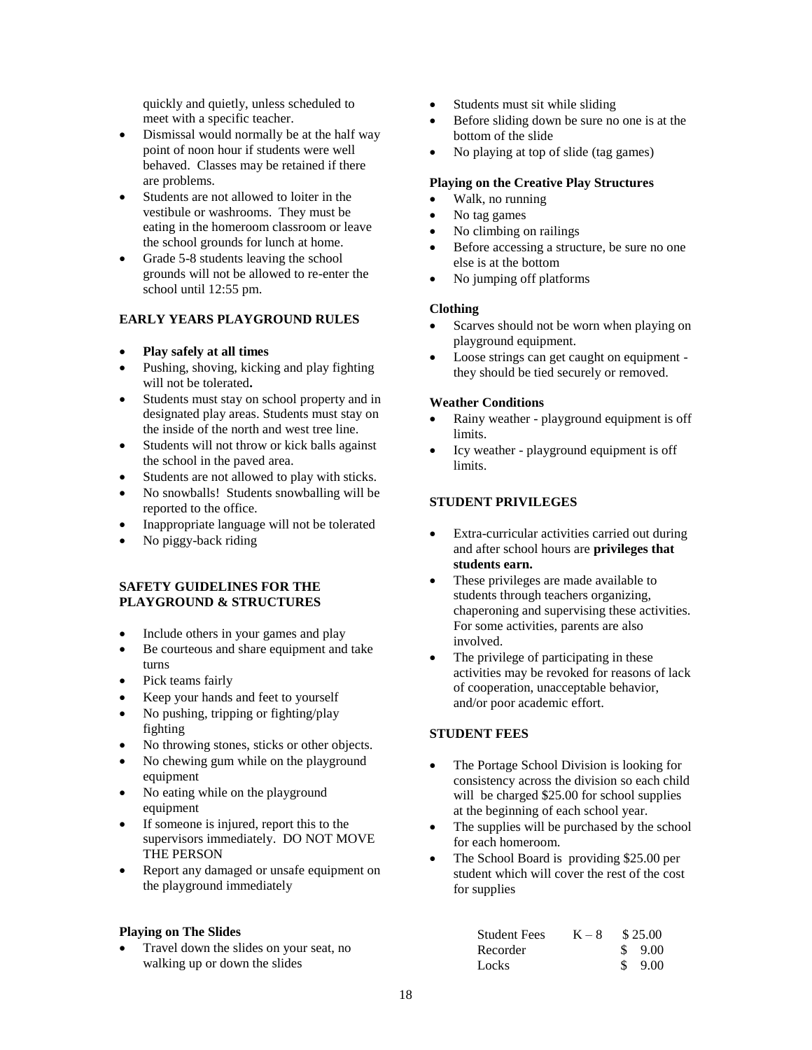quickly and quietly, unless scheduled to meet with a specific teacher.

- Dismissal would normally be at the half way point of noon hour if students were well behaved. Classes may be retained if there are problems.
- Students are not allowed to loiter in the vestibule or washrooms. They must be eating in the homeroom classroom or leave the school grounds for lunch at home.
- Grade 5-8 students leaving the school grounds will not be allowed to re-enter the school until 12:55 pm.

## EARLY YEARS PLAYGROUND RULES

- **Play safely at all times**
- Pushing, shoving, kicking and play fighting will not be tolerated**.**
- Students must stay on school property and in designated play areas. Students must stay on the inside of the north and west tree line.
- Students will not throw or kick balls against the school in the paved area.
- Students are not allowed to play with sticks.
- No snowballs! Students snowballing will be reported to the office.
- Inappropriate language will not be tolerated
- No piggy-back riding

## SAFETY GUIDELINES FOR THE PLAYGROUND & STRUCTURES

- Include others in your games and play
- Be courteous and share equipment and take turns
- Pick teams fairly
- Keep your hands and feet to yourself
- No pushing, tripping or fighting/play fighting
- No throwing stones, sticks or other objects.
- No chewing gum while on the playground equipment
- No eating while on the playground equipment
- If someone is injured, report this to the supervisors immediately. DO NOT MOVE THE PERSON
- Report any damaged or unsafe equipment on the playground immediately

### Playing on The Slides

- Travel down the slides on your seat, no walking up or down the slides
- Students must sit while sliding
- Before sliding down be sure no one is at the bottom of the slide
- No playing at top of slide (tag games)

### Playing on the Creative Play Structures

- Walk, no running
- No tag games
- No climbing on railings
- Before accessing a structure, be sure no one else is at the bottom
- No jumping off platforms

### Clothing

- Scarves should not be worn when playing on playground equipment.
- Loose strings can get caught on equipment - they should be tied securely or removed.

### Weather Conditions

- Rainy weather - playground equipment is off limits.
- Icy weather - playground equipment is off limits.

## STUDENT PRIVILEGES

- Extra-curricular activities carried out during and after school hours are **privileges that students earn.**
- These privileges are made available to students through teachers organizing, chaperoning and supervising these activities. For some activities, parents are also involved.
- The privilege of participating in these activities may be revoked for reasons of lack of cooperation, unacceptable behavior, and/or poor academic effort.

## STUDENT FEES

- The Portage School Division is looking for consistency across the division so each child will be charged $25.00 for school supplies at the beginning of each school year.
- The supplies will be purchased by the school for each homeroom.
- The School Board is providing $25.00 per student which will cover the rest of the cost for supplies

| | | |
|---|---|---|
| Student Fees | K – 8 | $ 25.00 |
| Recorder | | $ 9.00 |
| Locks | | $ 9.00 |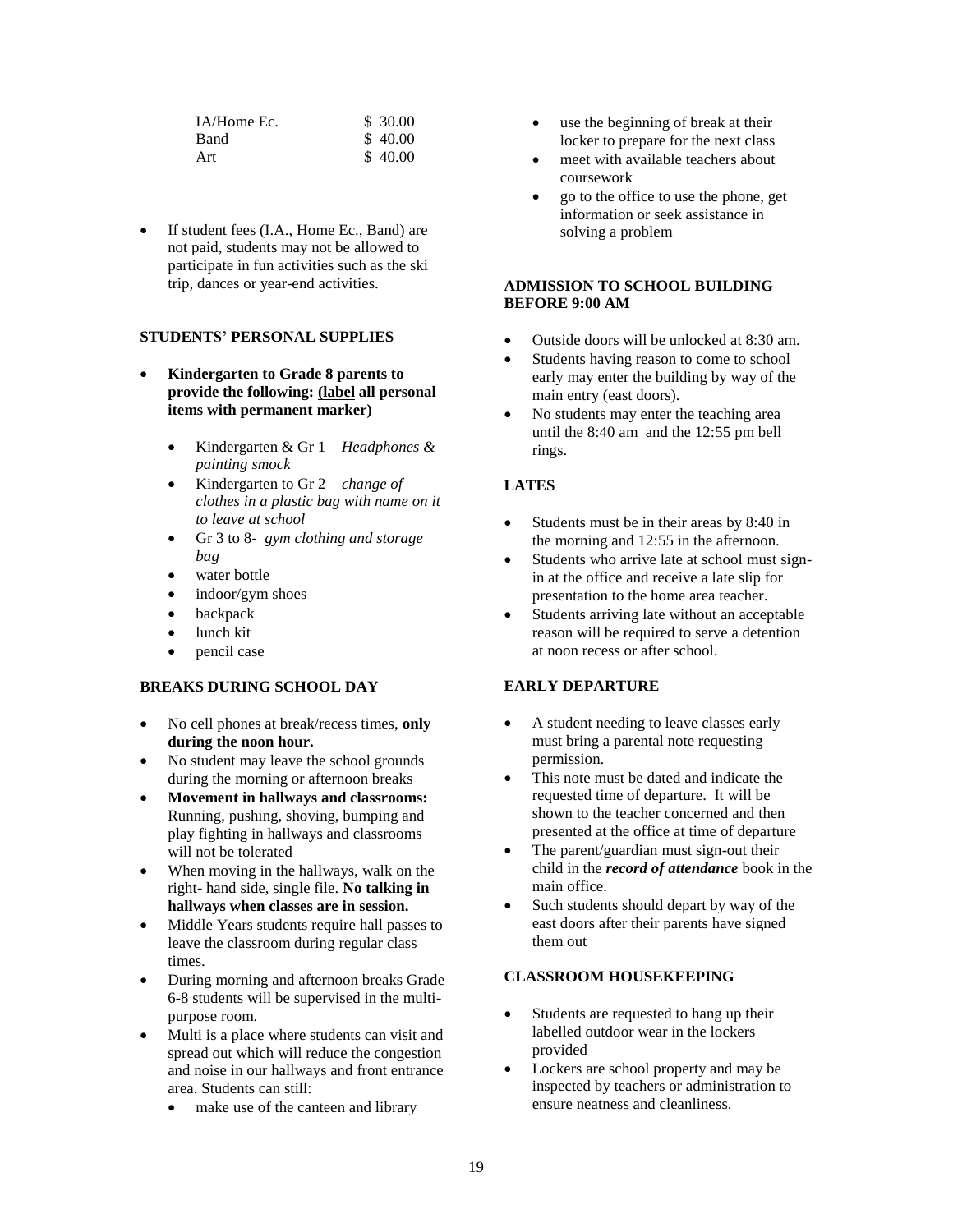| | |
|---|---|
| IA/Home Ec. | $ 30.00 |
| Band | $ 40.00 |
| Art | $ 40.00 |

- If student fees (I.A., Home Ec., Band) are not paid, students may not be allowed to participate in fun activities such as the ski trip, dances or year-end activities.

## STUDENTS' PERSONAL SUPPLIES

- **Kindergarten to Grade 8 parents to provide the following: (<u>label</u> all personal items with permanent marker)**
    - Kindergarten & Gr 1 – *Headphones & painting smock*
    - Kindergarten to Gr 2 – *change of clothes in a plastic bag with name on it to leave at school*
    - Gr 3 to 8- *gym clothing and storage bag*
    - water bottle
    - indoor/gym shoes
    - backpack
    - lunch kit
    - pencil case

## BREAKS DURING SCHOOL DAY

- No cell phones at break/recess times, **only during the noon hour.**
- No student may leave the school grounds during the morning or afternoon breaks
- **Movement in hallways and classrooms:** Running, pushing, shoving, bumping and play fighting in hallways and classrooms will not be tolerated
- When moving in the hallways, walk on the right- hand side, single file. **No talking in hallways when classes are in session.**
- Middle Years students require hall passes to leave the classroom during regular class times.
- During morning and afternoon breaks Grade 6-8 students will be supervised in the multi-purpose room.
- Multi is a place where students can visit and spread out which will reduce the congestion and noise in our hallways and front entrance area. Students can still:
    - make use of the canteen and library
    - use the beginning of break at their locker to prepare for the next class
    - meet with available teachers about coursework
    - go to the office to use the phone, get information or seek assistance in solving a problem

## ADMISSION TO SCHOOL BUILDING BEFORE 9:00 AM

- Outside doors will be unlocked at 8:30 am.
- Students having reason to come to school early may enter the building by way of the main entry (east doors).
- No students may enter the teaching area until the 8:40 am and the 12:55 pm bell rings.

## LATES

- Students must be in their areas by 8:40 in the morning and 12:55 in the afternoon.
- Students who arrive late at school must sign-in at the office and receive a late slip for presentation to the home area teacher.
- Students arriving late without an acceptable reason will be required to serve a detention at noon recess or after school.

## EARLY DEPARTURE

- A student needing to leave classes early must bring a parental note requesting permission.
- This note must be dated and indicate the requested time of departure. It will be shown to the teacher concerned and then presented at the office at time of departure
- The parent/guardian must sign-out their child in the ***record of attendance*** book in the main office.
- Such students should depart by way of the east doors after their parents have signed them out

## CLASSROOM HOUSEKEEPING

- Students are requested to hang up their labelled outdoor wear in the lockers provided
- Lockers are school property and may be inspected by teachers or administration to ensure neatness and cleanliness.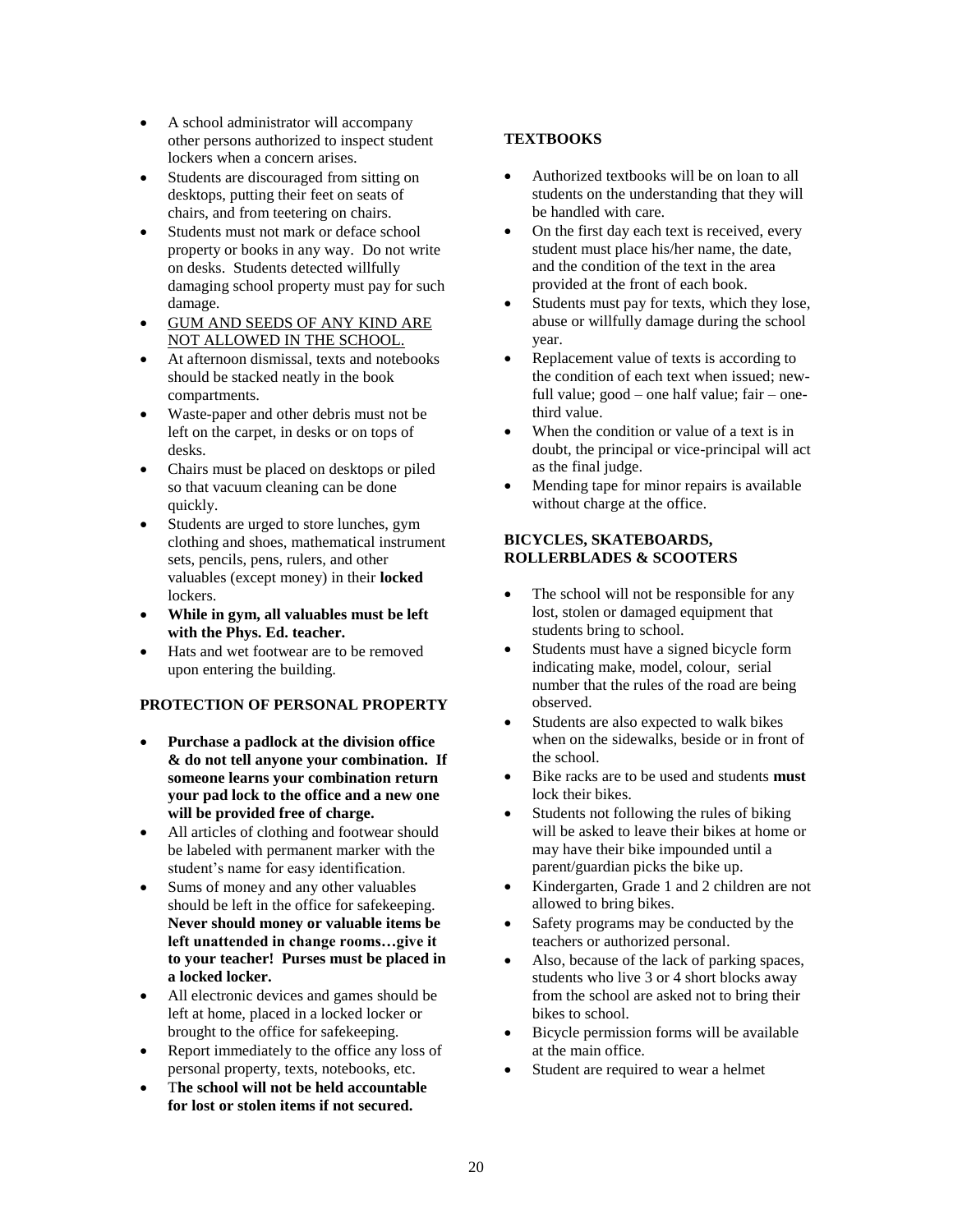- A school administrator will accompany other persons authorized to inspect student lockers when a concern arises.
- Students are discouraged from sitting on desktops, putting their feet on seats of chairs, and from teetering on chairs.
- Students must not mark or deface school property or books in any way. Do not write on desks. Students detected willfully damaging school property must pay for such damage.
- <u>GUM AND SEEDS OF ANY KIND ARE NOT ALLOWED IN THE SCHOOL.</u>
- At afternoon dismissal, texts and notebooks should be stacked neatly in the book compartments.
- Waste-paper and other debris must not be left on the carpet, in desks or on tops of desks.
- Chairs must be placed on desktops or piled so that vacuum cleaning can be done quickly.
- Students are urged to store lunches, gym clothing and shoes, mathematical instrument sets, pencils, pens, rulers, and other valuables (except money) in their **locked** lockers.
- **While in gym, all valuables must be left with the Phys. Ed. teacher.**
- Hats and wet footwear are to be removed upon entering the building.

**PROTECTION OF PERSONAL PROPERTY**

- **Purchase a padlock at the division office & do not tell anyone your combination. If someone learns your combination return your pad lock to the office and a new one will be provided free of charge.**
- All articles of clothing and footwear should be labeled with permanent marker with the student's name for easy identification.
- Sums of money and any other valuables should be left in the office for safekeeping. **Never should money or valuable items be left unattended in change rooms…give it to your teacher! Purses must be placed in a locked locker.**
- All electronic devices and games should be left at home, placed in a locked locker or brought to the office for safekeeping.
- Report immediately to the office any loss of personal property, texts, notebooks, etc.
- T**he school will not be held accountable for lost or stolen items if not secured.**

**TEXTBOOKS**

- Authorized textbooks will be on loan to all students on the understanding that they will be handled with care.
- On the first day each text is received, every student must place his/her name, the date, and the condition of the text in the area provided at the front of each book.
- Students must pay for texts, which they lose, abuse or willfully damage during the school year.
- Replacement value of texts is according to the condition of each text when issued; new-full value; good – one half value; fair – one-third value.
- When the condition or value of a text is in doubt, the principal or vice-principal will act as the final judge.
- Mending tape for minor repairs is available without charge at the office.

**BICYCLES, SKATEBOARDS, ROLLERBLADES & SCOOTERS**

- The school will not be responsible for any lost, stolen or damaged equipment that students bring to school.
- Students must have a signed bicycle form indicating make, model, colour, serial number that the rules of the road are being observed.
- Students are also expected to walk bikes when on the sidewalks, beside or in front of the school.
- Bike racks are to be used and students **must** lock their bikes.
- Students not following the rules of biking will be asked to leave their bikes at home or may have their bike impounded until a parent/guardian picks the bike up.
- Kindergarten, Grade 1 and 2 children are not allowed to bring bikes.
- Safety programs may be conducted by the teachers or authorized personal.
- Also, because of the lack of parking spaces, students who live 3 or 4 short blocks away from the school are asked not to bring their bikes to school.
- Bicycle permission forms will be available at the main office.
- Student are required to wear a helmet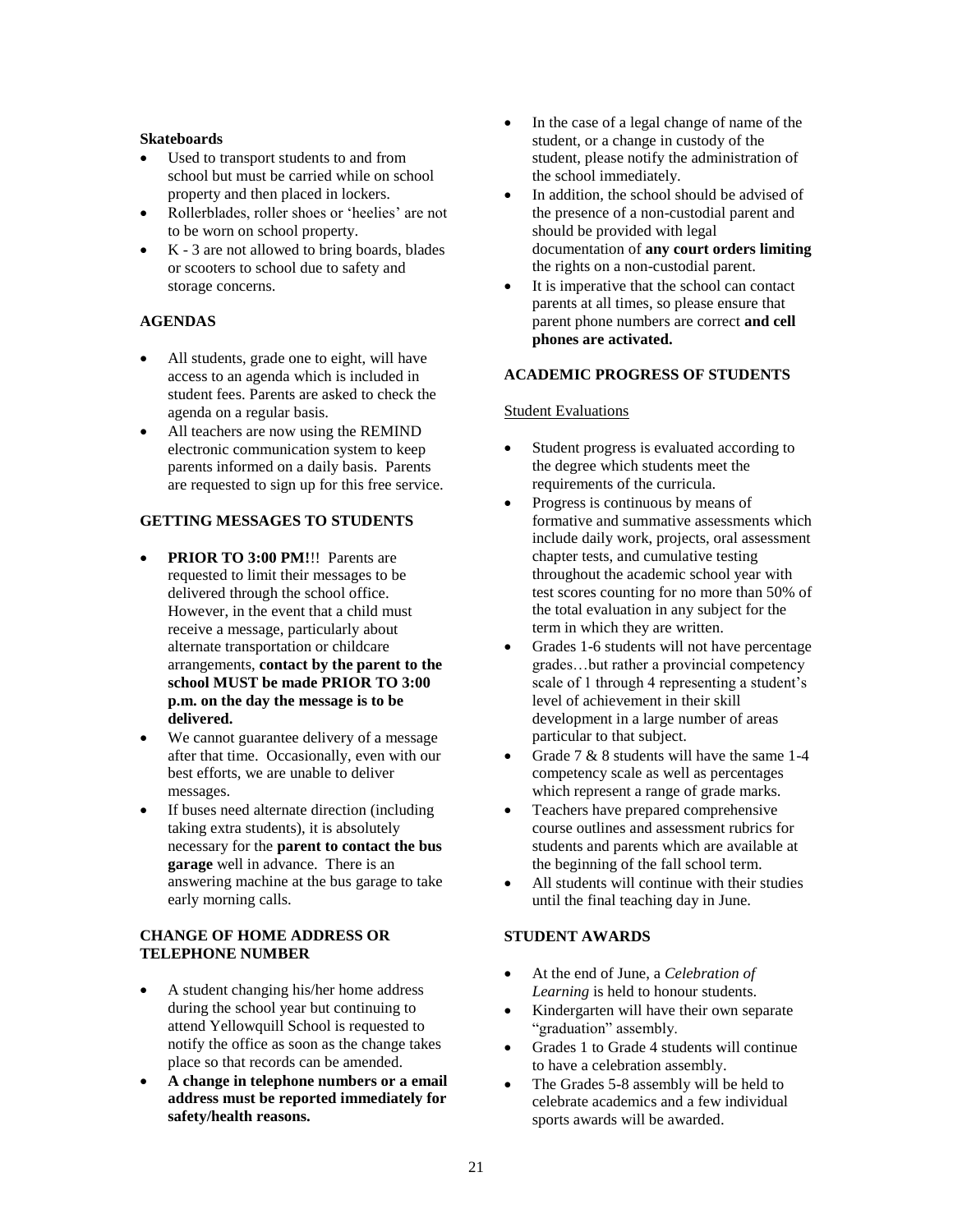**Skateboards**

- Used to transport students to and from school but must be carried while on school property and then placed in lockers.
- Rollerblades, roller shoes or 'heelies' are not to be worn on school property.
- K - 3 are not allowed to bring boards, blades or scooters to school due to safety and storage concerns.

## AGENDAS

- All students, grade one to eight, will have access to an agenda which is included in student fees. Parents are asked to check the agenda on a regular basis.
- All teachers are now using the REMIND electronic communication system to keep parents informed on a daily basis. Parents are requested to sign up for this free service.

## GETTING MESSAGES TO STUDENTS

- **PRIOR TO 3:00 PM!**!! Parents are requested to limit their messages to be delivered through the school office. However, in the event that a child must receive a message, particularly about alternate transportation or childcare arrangements, **contact by the parent to the school MUST be made PRIOR TO 3:00 p.m. on the day the message is to be delivered.**
- We cannot guarantee delivery of a message after that time. Occasionally, even with our best efforts, we are unable to deliver messages.
- If buses need alternate direction (including taking extra students), it is absolutely necessary for the **parent to contact the bus garage** well in advance. There is an answering machine at the bus garage to take early morning calls.

## CHANGE OF HOME ADDRESS OR TELEPHONE NUMBER

- A student changing his/her home address during the school year but continuing to attend Yellowquill School is requested to notify the office as soon as the change takes place so that records can be amended.
- **A change in telephone numbers or a email address must be reported immediately for safety/health reasons.**
- In the case of a legal change of name of the student, or a change in custody of the student, please notify the administration of the school immediately.
- In addition, the school should be advised of the presence of a non-custodial parent and should be provided with legal documentation of **any court orders limiting** the rights on a non-custodial parent.
- It is imperative that the school can contact parents at all times, so please ensure that parent phone numbers are correct **and cell phones are activated.**

## ACADEMIC PROGRESS OF STUDENTS

Student Evaluations

- Student progress is evaluated according to the degree which students meet the requirements of the curricula.
- Progress is continuous by means of formative and summative assessments which include daily work, projects, oral assessment chapter tests, and cumulative testing throughout the academic school year with test scores counting for no more than 50% of the total evaluation in any subject for the term in which they are written.
- Grades 1-6 students will not have percentage grades…but rather a provincial competency scale of 1 through 4 representing a student's level of achievement in their skill development in a large number of areas particular to that subject.
- Grade 7 & 8 students will have the same 1-4 competency scale as well as percentages which represent a range of grade marks.
- Teachers have prepared comprehensive course outlines and assessment rubrics for students and parents which are available at the beginning of the fall school term.
- All students will continue with their studies until the final teaching day in June.

## STUDENT AWARDS

- At the end of June, a *Celebration of Learning* is held to honour students.
- Kindergarten will have their own separate "graduation" assembly.
- Grades 1 to Grade 4 students will continue to have a celebration assembly.
- The Grades 5-8 assembly will be held to celebrate academics and a few individual sports awards will be awarded.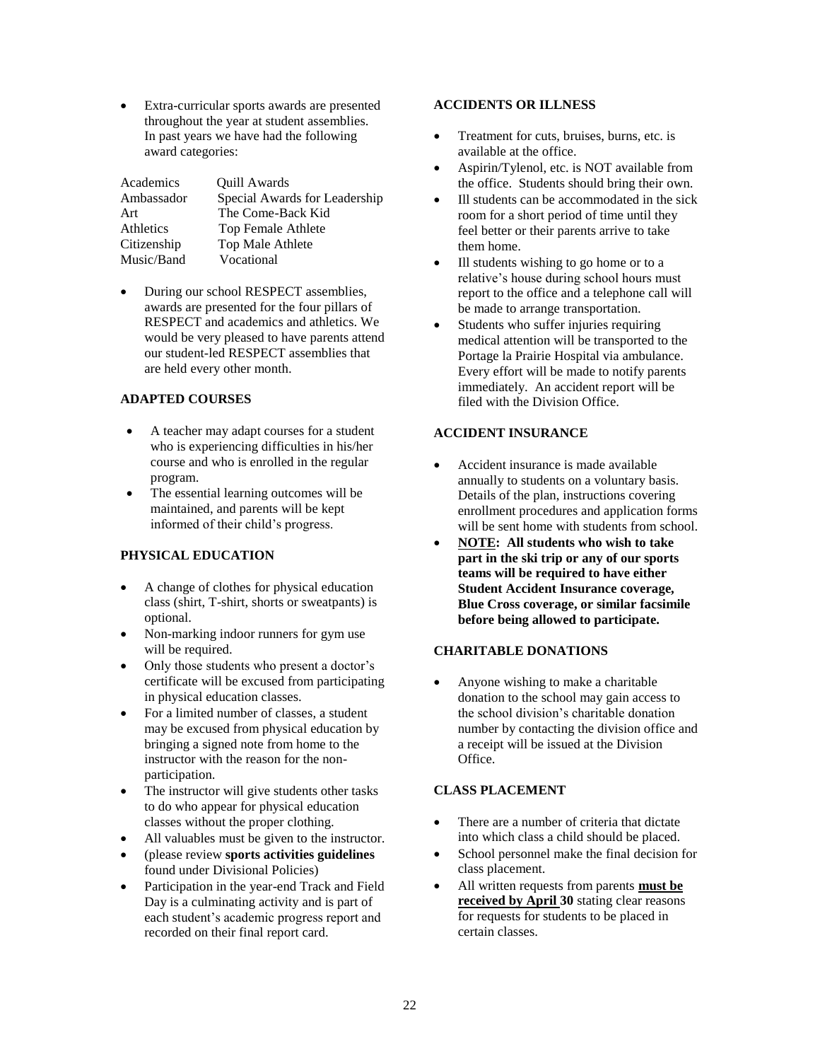- Extra-curricular sports awards are presented throughout the year at student assemblies. In past years we have had the following award categories:

| | |
|---|---|
| Academics | Quill Awards |
| Ambassador | Special Awards for Leadership |
| Art | The Come-Back Kid |
| Athletics | Top Female Athlete |
| Citizenship | Top Male Athlete |
| Music/Band | Vocational |

- During our school RESPECT assemblies, awards are presented for the four pillars of RESPECT and academics and athletics. We would be very pleased to have parents attend our student-led RESPECT assemblies that are held every other month.

**ADAPTED COURSES**

- A teacher may adapt courses for a student who is experiencing difficulties in his/her course and who is enrolled in the regular program.
- The essential learning outcomes will be maintained, and parents will be kept informed of their child's progress.

**PHYSICAL EDUCATION**

- A change of clothes for physical education class (shirt, T-shirt, shorts or sweatpants) is optional.
- Non-marking indoor runners for gym use will be required.
- Only those students who present a doctor's certificate will be excused from participating in physical education classes.
- For a limited number of classes, a student may be excused from physical education by bringing a signed note from home to the instructor with the reason for the non-participation.
- The instructor will give students other tasks to do who appear for physical education classes without the proper clothing.
- All valuables must be given to the instructor.
- (please review **sports activities guidelines** found under Divisional Policies)
- Participation in the year-end Track and Field Day is a culminating activity and is part of each student's academic progress report and recorded on their final report card.

**ACCIDENTS OR ILLNESS**

- Treatment for cuts, bruises, burns, etc. is available at the office.
- Aspirin/Tylenol, etc. is NOT available from the office. Students should bring their own.
- Ill students can be accommodated in the sick room for a short period of time until they feel better or their parents arrive to take them home.
- Ill students wishing to go home or to a relative's house during school hours must report to the office and a telephone call will be made to arrange transportation.
- Students who suffer injuries requiring medical attention will be transported to the Portage la Prairie Hospital via ambulance. Every effort will be made to notify parents immediately. An accident report will be filed with the Division Office.

**ACCIDENT INSURANCE**

- Accident insurance is made available annually to students on a voluntary basis. Details of the plan, instructions covering enrollment procedures and application forms will be sent home with students from school.
- **NOTE: All students who wish to take part in the ski trip or any of our sports teams will be required to have either Student Accident Insurance coverage, Blue Cross coverage, or similar facsimile before being allowed to participate.**

**CHARITABLE DONATIONS**

- Anyone wishing to make a charitable donation to the school may gain access to the school division's charitable donation number by contacting the division office and a receipt will be issued at the Division Office.

**CLASS PLACEMENT**

- There are a number of criteria that dictate into which class a child should be placed.
- School personnel make the final decision for class placement.
- All written requests from parents **must be received by April 30** stating clear reasons for requests for students to be placed in certain classes.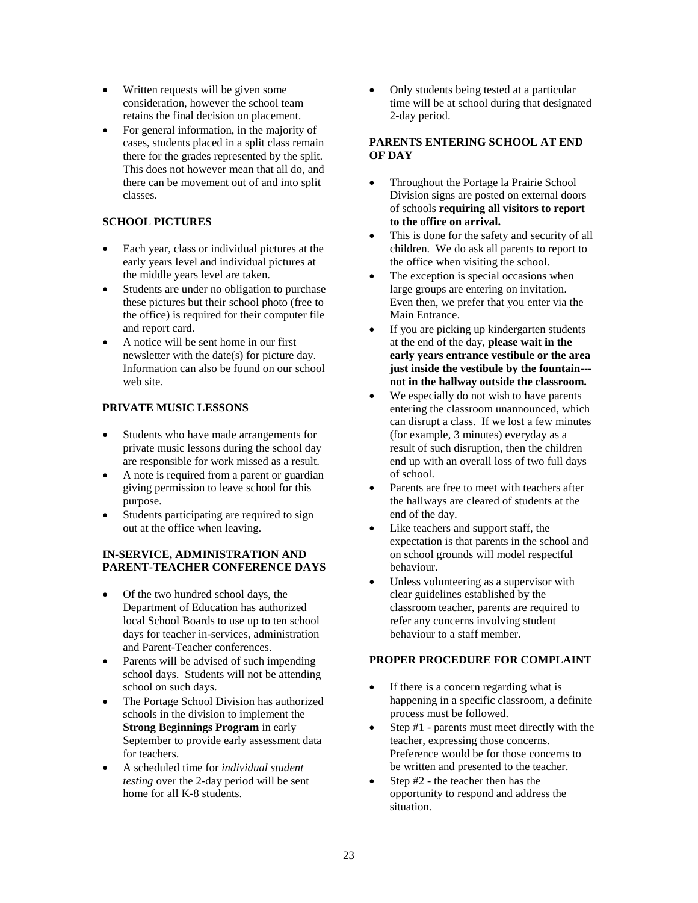- Written requests will be given some consideration, however the school team retains the final decision on placement.
- For general information, in the majority of cases, students placed in a split class remain there for the grades represented by the split. This does not however mean that all do, and there can be movement out of and into split classes.

### SCHOOL PICTURES

- Each year, class or individual pictures at the early years level and individual pictures at the middle years level are taken.
- Students are under no obligation to purchase these pictures but their school photo (free to the office) is required for their computer file and report card.
- A notice will be sent home in our first newsletter with the date(s) for picture day. Information can also be found on our school web site.

### PRIVATE MUSIC LESSONS

- Students who have made arrangements for private music lessons during the school day are responsible for work missed as a result.
- A note is required from a parent or guardian giving permission to leave school for this purpose.
- Students participating are required to sign out at the office when leaving.

### IN-SERVICE, ADMINISTRATION AND PARENT-TEACHER CONFERENCE DAYS

- Of the two hundred school days, the Department of Education has authorized local School Boards to use up to ten school days for teacher in-services, administration and Parent-Teacher conferences.
- Parents will be advised of such impending school days. Students will not be attending school on such days.
- The Portage School Division has authorized schools in the division to implement the **Strong Beginnings Program** in early September to provide early assessment data for teachers.
- A scheduled time for *individual student testing* over the 2-day period will be sent home for all K-8 students.
- Only students being tested at a particular time will be at school during that designated 2-day period.

### PARENTS ENTERING SCHOOL AT END OF DAY

- Throughout the Portage la Prairie School Division signs are posted on external doors of schools **requiring all visitors to report to the office on arrival.**
- This is done for the safety and security of all children. We do ask all parents to report to the office when visiting the school.
- The exception is special occasions when large groups are entering on invitation. Even then, we prefer that you enter via the Main Entrance.
- If you are picking up kindergarten students at the end of the day, **please wait in the early years entrance vestibule or the area just inside the vestibule by the fountain---not in the hallway outside the classroom.**
- We especially do not wish to have parents entering the classroom unannounced, which can disrupt a class. If we lost a few minutes (for example, 3 minutes) everyday as a result of such disruption, then the children end up with an overall loss of two full days of school.
- Parents are free to meet with teachers after the hallways are cleared of students at the end of the day.
- Like teachers and support staff, the expectation is that parents in the school and on school grounds will model respectful behaviour.
- Unless volunteering as a supervisor with clear guidelines established by the classroom teacher, parents are required to refer any concerns involving student behaviour to a staff member.

### PROPER PROCEDURE FOR COMPLAINT

- If there is a concern regarding what is happening in a specific classroom, a definite process must be followed.
- Step #1 - parents must meet directly with the teacher, expressing those concerns. Preference would be for those concerns to be written and presented to the teacher.
- Step #2 - the teacher then has the opportunity to respond and address the situation.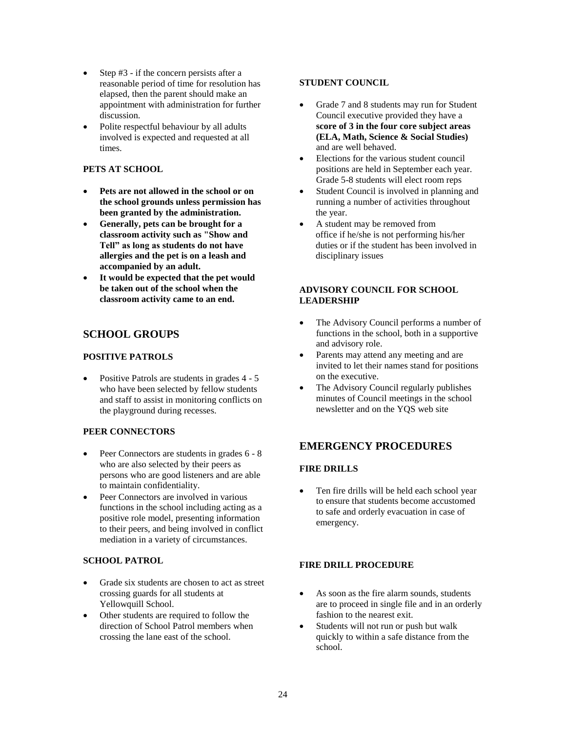- Step #3 - if the concern persists after a reasonable period of time for resolution has elapsed, then the parent should make an appointment with administration for further discussion.
- Polite respectful behaviour by all adults involved is expected and requested at all times.

### PETS AT SCHOOL

- **Pets are not allowed in the school or on the school grounds unless permission has been granted by the administration.**
- **Generally, pets can be brought for a classroom activity such as "Show and Tell" as long as students do not have allergies and the pet is on a leash and accompanied by an adult.**
- **It would be expected that the pet would be taken out of the school when the classroom activity came to an end.**

## SCHOOL GROUPS

### POSITIVE PATROLS

- Positive Patrols are students in grades 4 - 5 who have been selected by fellow students and staff to assist in monitoring conflicts on the playground during recesses.

### PEER CONNECTORS

- Peer Connectors are students in grades 6 - 8 who are also selected by their peers as persons who are good listeners and are able to maintain confidentiality.
- Peer Connectors are involved in various functions in the school including acting as a positive role model, presenting information to their peers, and being involved in conflict mediation in a variety of circumstances.

### SCHOOL PATROL

- Grade six students are chosen to act as street crossing guards for all students at Yellowquill School.
- Other students are required to follow the direction of School Patrol members when crossing the lane east of the school.

### STUDENT COUNCIL

- Grade 7 and 8 students may run for Student Council executive provided they have a **score of 3 in the four core subject areas (ELA, Math, Science & Social Studies)** and are well behaved.
- Elections for the various student council positions are held in September each year. Grade 5-8 students will elect room reps
- Student Council is involved in planning and running a number of activities throughout the year.
- A student may be removed from office if he/she is not performing his/her duties or if the student has been involved in disciplinary issues

### ADVISORY COUNCIL FOR SCHOOL LEADERSHIP

- The Advisory Council performs a number of functions in the school, both in a supportive and advisory role.
- Parents may attend any meeting and are invited to let their names stand for positions on the executive.
- The Advisory Council regularly publishes minutes of Council meetings in the school newsletter and on the YQS web site

## EMERGENCY PROCEDURES

### FIRE DRILLS

- Ten fire drills will be held each school year to ensure that students become accustomed to safe and orderly evacuation in case of emergency.

### FIRE DRILL PROCEDURE

- As soon as the fire alarm sounds, students are to proceed in single file and in an orderly fashion to the nearest exit.
- Students will not run or push but walk quickly to within a safe distance from the school.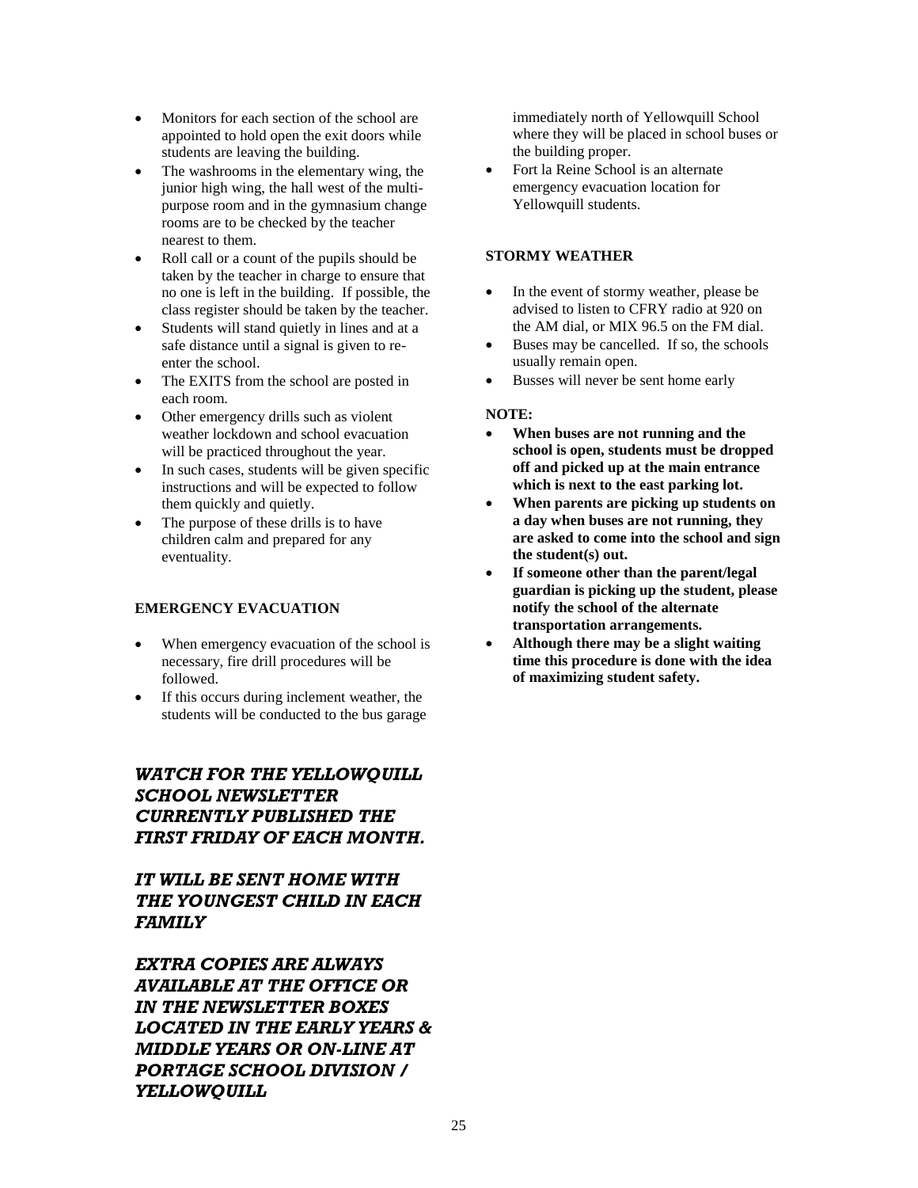- Monitors for each section of the school are appointed to hold open the exit doors while students are leaving the building.
- The washrooms in the elementary wing, the junior high wing, the hall west of the multi-purpose room and in the gymnasium change rooms are to be checked by the teacher nearest to them.
- Roll call or a count of the pupils should be taken by the teacher in charge to ensure that no one is left in the building. If possible, the class register should be taken by the teacher.
- Students will stand quietly in lines and at a safe distance until a signal is given to re-enter the school.
- The EXITS from the school are posted in each room.
- Other emergency drills such as violent weather lockdown and school evacuation will be practiced throughout the year.
- In such cases, students will be given specific instructions and will be expected to follow them quickly and quietly.
- The purpose of these drills is to have children calm and prepared for any eventuality.

**EMERGENCY EVACUATION**

- When emergency evacuation of the school is necessary, fire drill procedures will be followed.
- If this occurs during inclement weather, the students will be conducted to the bus garage immediately north of Yellowquill School where they will be placed in school buses or the building proper.
- Fort la Reine School is an alternate emergency evacuation location for Yellowquill students.

***WATCH FOR THE YELLOWQUILL SCHOOL NEWSLETTER CURRENTLY PUBLISHED THE FIRST FRIDAY OF EACH MONTH.***

***IT WILL BE SENT HOME WITH THE YOUNGEST CHILD IN EACH FAMILY***

***EXTRA COPIES ARE ALWAYS AVAILABLE AT THE OFFICE OR IN THE NEWSLETTER BOXES LOCATED IN THE EARLY YEARS & MIDDLE YEARS OR ON-LINE AT PORTAGE SCHOOL DIVISION / YELLOWQUILL***

**STORMY WEATHER**

- In the event of stormy weather, please be advised to listen to CFRY radio at 920 on the AM dial, or MIX 96.5 on the FM dial.
- Buses may be cancelled. If so, the schools usually remain open.
- Busses will never be sent home early

**NOTE:**

- **When buses are not running and the school is open, students must be dropped off and picked up at the main entrance which is next to the east parking lot.**
- **When parents are picking up students on a day when buses are not running, they are asked to come into the school and sign the student(s) out.**
- **If someone other than the parent/legal guardian is picking up the student, please notify the school of the alternate transportation arrangements.**
- **Although there may be a slight waiting time this procedure is done with the idea of maximizing student safety.**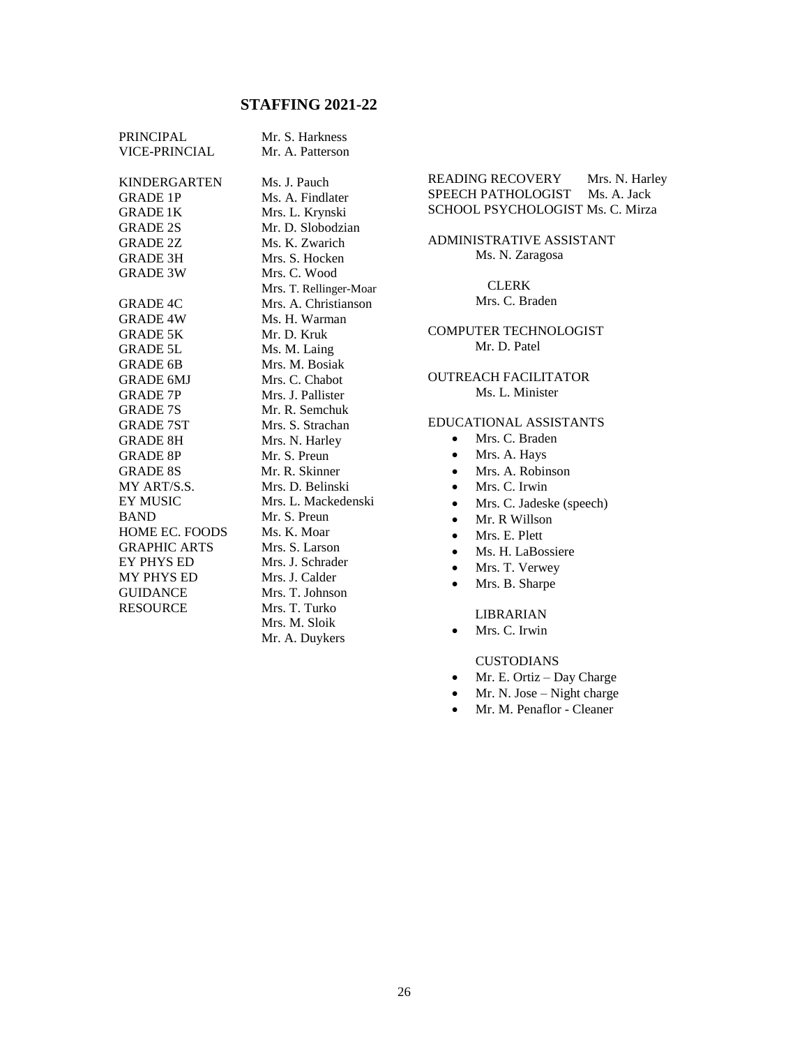## STAFFING 2021-22

| | |
|---|---|
| PRINCIPAL | Mr. S. Harkness |
| VICE-PRINCIPAL | Mr. A. Patterson |
| KINDERGARTEN | Ms. J. Pauch |
| GRADE 1P | Ms. A. Findlater |
| GRADE 1K | Mrs. L. Krynski |
| GRADE 2S | Mr. D. Slobodzian |
| GRADE 2Z | Ms. K. Zwarich |
| GRADE 3H | Mrs. S. Hocken |
| GRADE 3W | Mrs. C. Wood<br>Mrs. T. Rellinger-Moar |
| GRADE 4C | Mrs. A. Christianson |
| GRADE 4W | Ms. H. Warman |
| GRADE 5K | Mr. D. Kruk |
| GRADE 5L | Ms. M. Laing |
| GRADE 6B | Mrs. M. Bosiak |
| GRADE 6MJ | Mrs. C. Chabot |
| GRADE 7P | Mrs. J. Pallister |
| GRADE 7S | Mr. R. Semchuk |
| GRADE 7ST | Mrs. S. Strachan |
| GRADE 8H | Mrs. N. Harley |
| GRADE 8P | Mr. S. Preun |
| GRADE 8S | Mr. R. Skinner |
| MY ART/S.S. | Mrs. D. Belinski |
| EY MUSIC | Mrs. L. Mackedenski |
| BAND | Mr. S. Preun |
| HOME EC. FOODS | Ms. K. Moar |
| GRAPHIC ARTS | Mrs. S. Larson |
| EY PHYS ED | Mrs. J. Schrader |
| MY PHYS ED | Mrs. J. Calder |
| GUIDANCE | Mrs. T. Johnson |
| RESOURCE | Mrs. T. Turko<br>Mrs. M. Sloik<br>Mr. A. Duykers |

READING RECOVERY Mrs. N. Harley
SPEECH PATHOLOGIST Ms. A. Jack
SCHOOL PSYCHOLOGIST Ms. C. Mirza

ADMINISTRATIVE ASSISTANT
Ms. N. Zaragosa

CLERK
Mrs. C. Braden

COMPUTER TECHNOLOGIST
Mr. D. Patel

OUTREACH FACILITATOR
Ms. L. Minister

EDUCATIONAL ASSISTANTS
- Mrs. C. Braden
- Mrs. A. Hays
- Mrs. A. Robinson
- Mrs. C. Irwin
- Mrs. C. Jadeske (speech)
- Mr. R Willson
- Mrs. E. Plett
- Ms. H. LaBossiere
- Mrs. T. Verwey
- Mrs. B. Sharpe

LIBRARIAN
- Mrs. C. Irwin

CUSTODIANS
- Mr. E. Ortiz – Day Charge
- Mr. N. Jose – Night charge
- Mr. M. Penaflor - Cleaner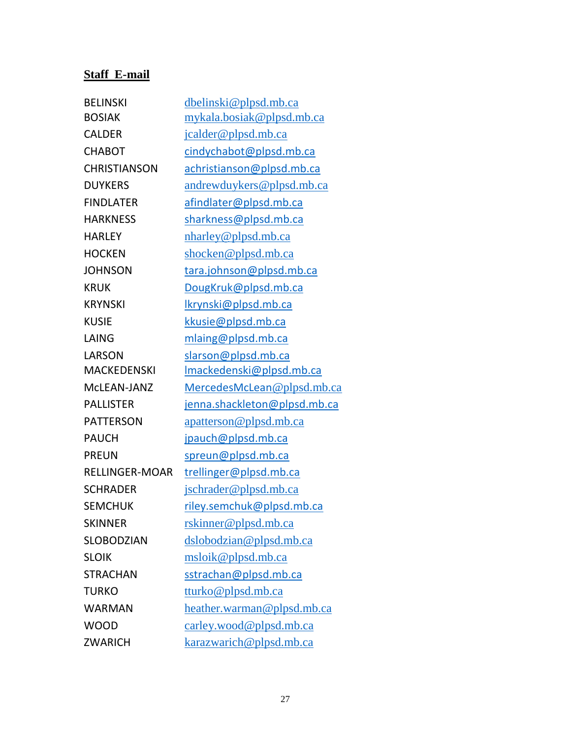**Staff E-mail**

| | |
|---|---|
| BELINSKI | dbelinski@plpsd.mb.ca |
| BOSIAK | mykala.bosiak@plpsd.mb.ca |
| CALDER | jcalder@plpsd.mb.ca |
| CHABOT | cindychabot@plpsd.mb.ca |
| CHRISTIANSON | achristianson@plpsd.mb.ca |
| DUYKERS | andrewduykers@plpsd.mb.ca |
| FINDLATER | afindlater@plpsd.mb.ca |
| HARKNESS | sharkness@plpsd.mb.ca |
| HARLEY | nharley@plpsd.mb.ca |
| HOCKEN | shocken@plpsd.mb.ca |
| JOHNSON | tara.johnson@plpsd.mb.ca |
| KRUK | DougKruk@plpsd.mb.ca |
| KRYNSKI | lkrynski@plpsd.mb.ca |
| KUSIE | kkusie@plpsd.mb.ca |
| LAING | mlaing@plpsd.mb.ca |
| LARSON | slarson@plpsd.mb.ca |
| MACKEDENSKI | lmackedenski@plpsd.mb.ca |
| McLEAN-JANZ | MercedesMcLean@plpsd.mb.ca |
| PALLISTER | jenna.shackleton@plpsd.mb.ca |
| PATTERSON | apatterson@plpsd.mb.ca |
| PAUCH | jpauch@plpsd.mb.ca |
| PREUN | spreun@plpsd.mb.ca |
| RELLINGER-MOAR | trellinger@plpsd.mb.ca |
| SCHRADER | jschrader@plpsd.mb.ca |
| SEMCHUK | riley.semchuk@plpsd.mb.ca |
| SKINNER | rskinner@plpsd.mb.ca |
| SLOBODZIAN | dslobodzian@plpsd.mb.ca |
| SLOIK | msloik@plpsd.mb.ca |
| STRACHAN | sstrachan@plpsd.mb.ca |
| TURKO | tturko@plpsd.mb.ca |
| WARMAN | heather.warman@plpsd.mb.ca |
| WOOD | carley.wood@plpsd.mb.ca |
| ZWARICH | karazwarich@plpsd.mb.ca |